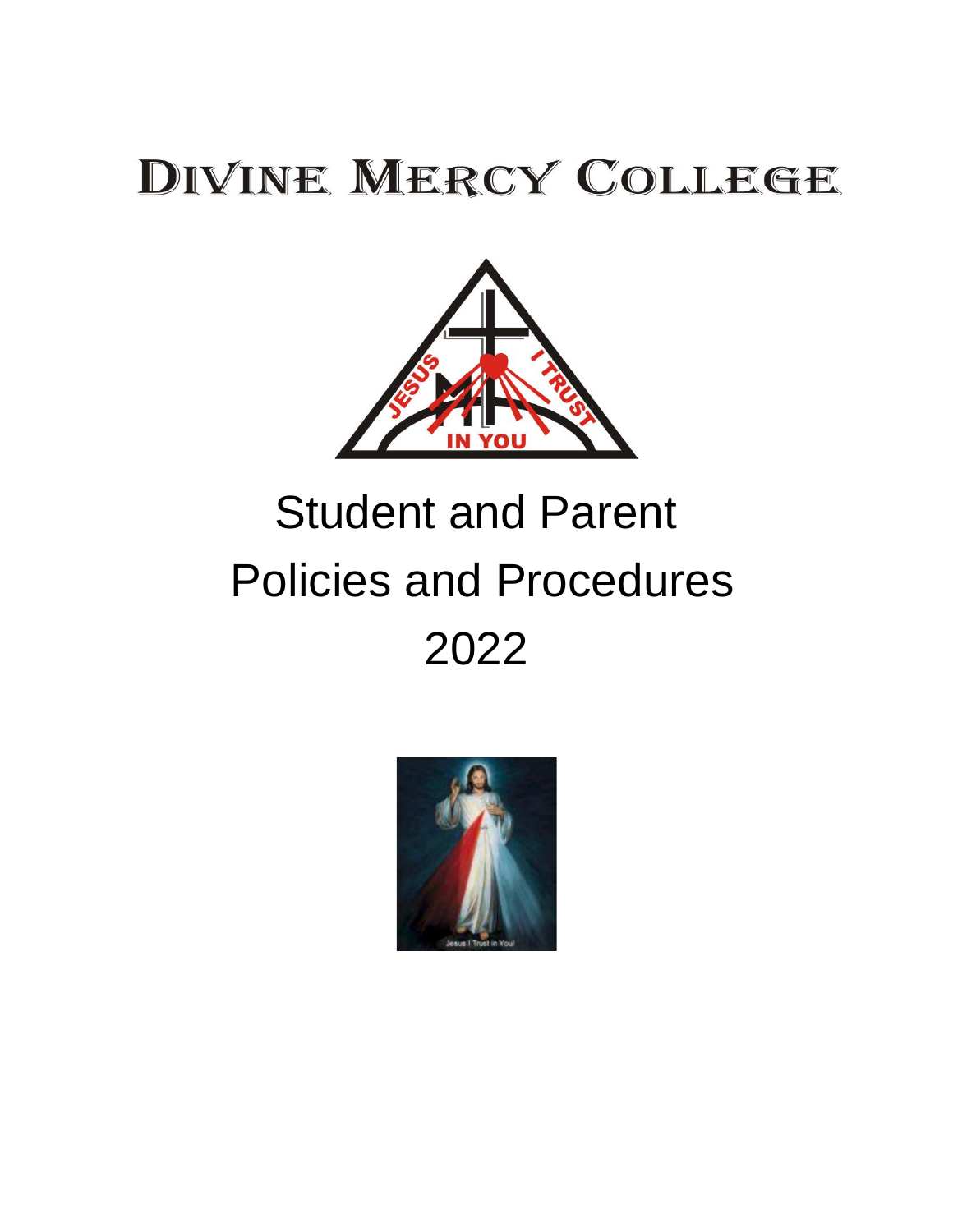# Divine Mercy College

# Student and Parent Policies and Procedures 2022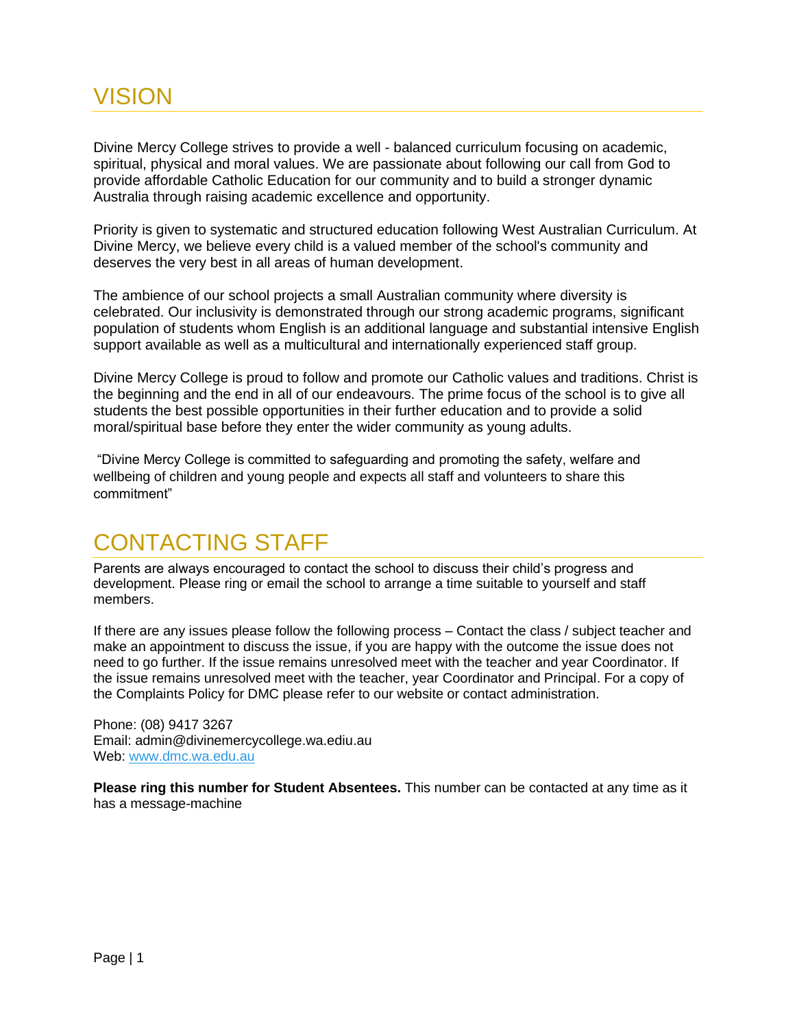# VISION

Divine Mercy College strives to provide a well - balanced curriculum focusing on academic, spiritual, physical and moral values. We are passionate about following our call from God to provide affordable Catholic Education for our community and to build a stronger dynamic Australia through raising academic excellence and opportunity.

Priority is given to systematic and structured education following West Australian Curriculum. At Divine Mercy, we believe every child is a valued member of the school's community and deserves the very best in all areas of human development.

The ambience of our school projects a small Australian community where diversity is celebrated. Our inclusivity is demonstrated through our strong academic programs, significant population of students whom English is an additional language and substantial intensive English support available as well as a multicultural and internationally experienced staff group.

Divine Mercy College is proud to follow and promote our Catholic values and traditions. Christ is the beginning and the end in all of our endeavours. The prime focus of the school is to give all students the best possible opportunities in their further education and to provide a solid moral/spiritual base before they enter the wider community as young adults.

"Divine Mercy College is committed to safeguarding and promoting the safety, welfare and wellbeing of children and young people and expects all staff and volunteers to share this commitment"

# CONTACTING STAFF

Parents are always encouraged to contact the school to discuss their child's progress and development. Please ring or email the school to arrange a time suitable to yourself and staff members.

If there are any issues please follow the following process – Contact the class / subject teacher and make an appointment to discuss the issue, if you are happy with the outcome the issue does not need to go further. If the issue remains unresolved meet with the teacher and year Coordinator. If the issue remains unresolved meet with the teacher, year Coordinator and Principal. For a copy of the Complaints Policy for DMC please refer to our website or contact administration.

Phone: (08) 9417 3267
Email: admin@divinemercycollege.wa.ediu.au
Web: www.dmc.wa.edu.au

**Please ring this number for Student Absentees.** This number can be contacted at any time as it has a message-machine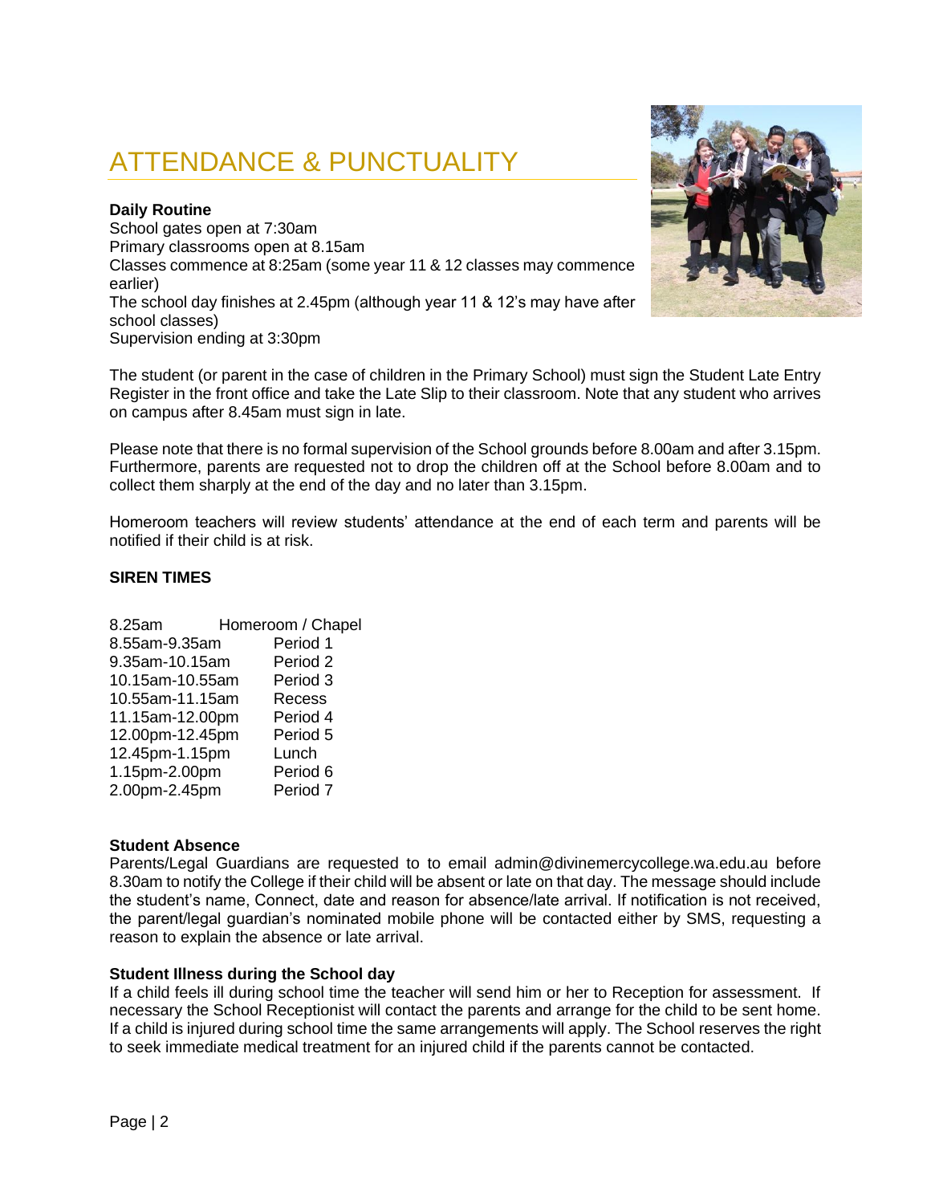# ATTENDANCE & PUNCTUALITY

**Daily Routine**

School gates open at 7:30am
Primary classrooms open at 8.15am
Classes commence at 8:25am (some year 11 & 12 classes may commence earlier)
The school day finishes at 2.45pm (although year 11 & 12's may have after school classes)
Supervision ending at 3:30pm

The student (or parent in the case of children in the Primary School) must sign the Student Late Entry Register in the front office and take the Late Slip to their classroom. Note that any student who arrives on campus after 8.45am must sign in late.

Please note that there is no formal supervision of the School grounds before 8.00am and after 3.15pm. Furthermore, parents are requested not to drop the children off at the School before 8.00am and to collect them sharply at the end of the day and no later than 3.15pm.

Homeroom teachers will review students' attendance at the end of each term and parents will be notified if their child is at risk.

**SIREN TIMES**

| | |
|---|---|
| 8.25am | Homeroom / Chapel |
| 8.55am-9.35am | Period 1 |
| 9.35am-10.15am | Period 2 |
| 10.15am-10.55am | Period 3 |
| 10.55am-11.15am | Recess |
| 11.15am-12.00pm | Period 4 |
| 12.00pm-12.45pm | Period 5 |
| 12.45pm-1.15pm | Lunch |
| 1.15pm-2.00pm | Period 6 |
| 2.00pm-2.45pm | Period 7 |

**Student Absence**

Parents/Legal Guardians are requested to to email admin@divinemercycollege.wa.edu.au before 8.30am to notify the College if their child will be absent or late on that day. The message should include the student's name, Connect, date and reason for absence/late arrival. If notification is not received, the parent/legal guardian's nominated mobile phone will be contacted either by SMS, requesting a reason to explain the absence or late arrival.

**Student Illness during the School day**

If a child feels ill during school time the teacher will send him or her to Reception for assessment. If necessary the School Receptionist will contact the parents and arrange for the child to be sent home. If a child is injured during school time the same arrangements will apply. The School reserves the right to seek immediate medical treatment for an injured child if the parents cannot be contacted.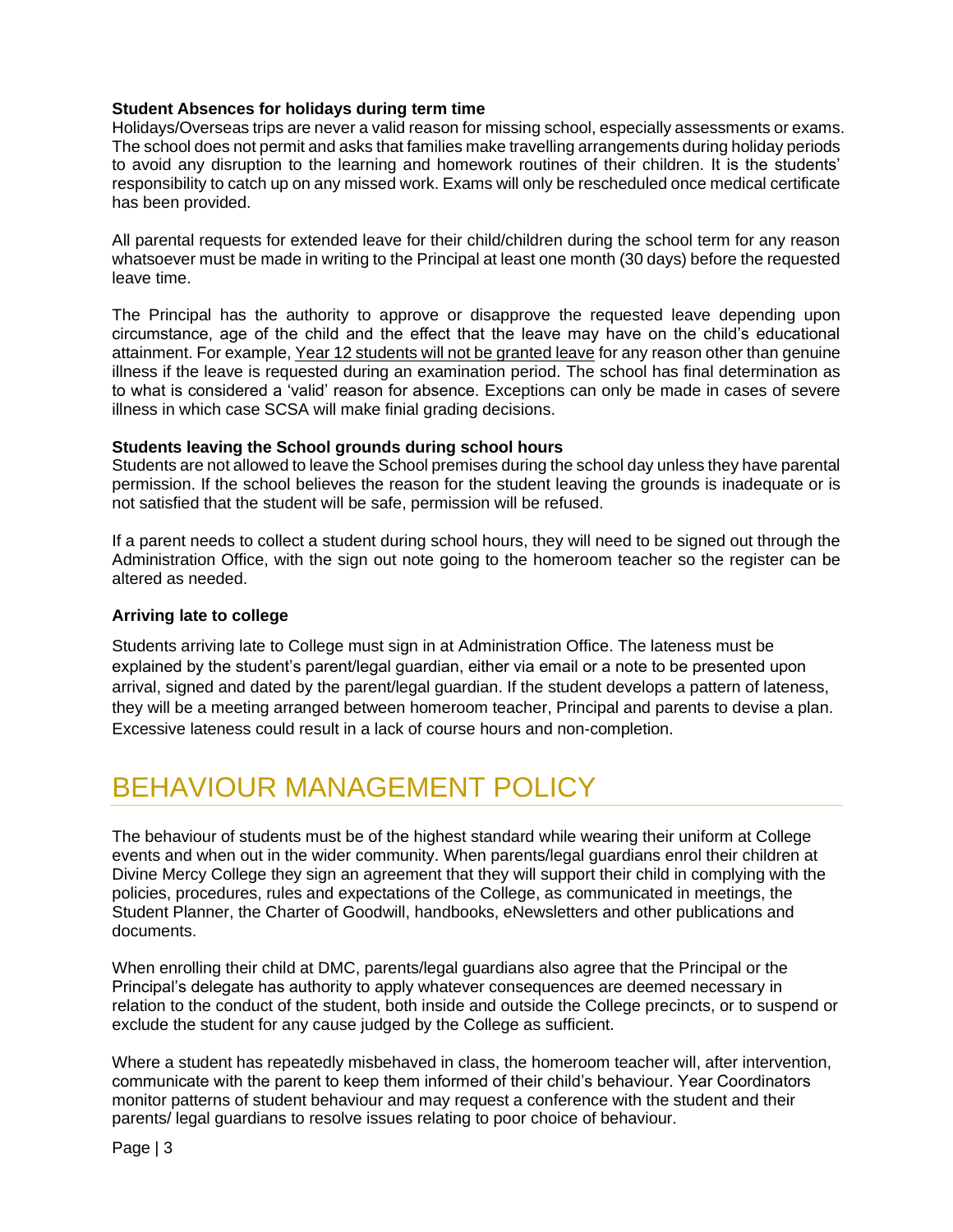**Student Absences for holidays during term time**

Holidays/Overseas trips are never a valid reason for missing school, especially assessments or exams. The school does not permit and asks that families make travelling arrangements during holiday periods to avoid any disruption to the learning and homework routines of their children. It is the students' responsibility to catch up on any missed work. Exams will only be rescheduled once medical certificate has been provided.

All parental requests for extended leave for their child/children during the school term for any reason whatsoever must be made in writing to the Principal at least one month (30 days) before the requested leave time.

The Principal has the authority to approve or disapprove the requested leave depending upon circumstance, age of the child and the effect that the leave may have on the child's educational attainment. For example, <u>Year 12 students will not be granted leave</u> for any reason other than genuine illness if the leave is requested during an examination period. The school has final determination as to what is considered a 'valid' reason for absence. Exceptions can only be made in cases of severe illness in which case SCSA will make finial grading decisions.

**Students leaving the School grounds during school hours**

Students are not allowed to leave the School premises during the school day unless they have parental permission. If the school believes the reason for the student leaving the grounds is inadequate or is not satisfied that the student will be safe, permission will be refused.

If a parent needs to collect a student during school hours, they will need to be signed out through the Administration Office, with the sign out note going to the homeroom teacher so the register can be altered as needed.

**Arriving late to college**

Students arriving late to College must sign in at Administration Office. The lateness must be explained by the student's parent/legal guardian, either via email or a note to be presented upon arrival, signed and dated by the parent/legal guardian. If the student develops a pattern of lateness, they will be a meeting arranged between homeroom teacher, Principal and parents to devise a plan. Excessive lateness could result in a lack of course hours and non-completion.

# BEHAVIOUR MANAGEMENT POLICY

The behaviour of students must be of the highest standard while wearing their uniform at College events and when out in the wider community. When parents/legal guardians enrol their children at Divine Mercy College they sign an agreement that they will support their child in complying with the policies, procedures, rules and expectations of the College, as communicated in meetings, the Student Planner, the Charter of Goodwill, handbooks, eNewsletters and other publications and documents.

When enrolling their child at DMC, parents/legal guardians also agree that the Principal or the Principal's delegate has authority to apply whatever consequences are deemed necessary in relation to the conduct of the student, both inside and outside the College precincts, or to suspend or exclude the student for any cause judged by the College as sufficient.

Where a student has repeatedly misbehaved in class, the homeroom teacher will, after intervention, communicate with the parent to keep them informed of their child's behaviour. Year Coordinators monitor patterns of student behaviour and may request a conference with the student and their parents/ legal guardians to resolve issues relating to poor choice of behaviour.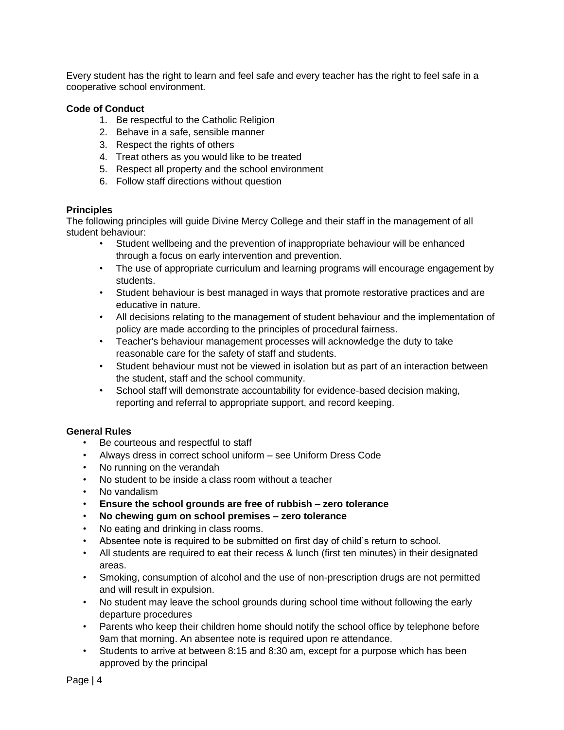Every student has the right to learn and feel safe and every teacher has the right to feel safe in a cooperative school environment.

**Code of Conduct**

1. Be respectful to the Catholic Religion
2. Behave in a safe, sensible manner
3. Respect the rights of others
4. Treat others as you would like to be treated
5. Respect all property and the school environment
6. Follow staff directions without question

**Principles**

The following principles will guide Divine Mercy College and their staff in the management of all student behaviour:

- Student wellbeing and the prevention of inappropriate behaviour will be enhanced through a focus on early intervention and prevention.
- The use of appropriate curriculum and learning programs will encourage engagement by students.
- Student behaviour is best managed in ways that promote restorative practices and are educative in nature.
- All decisions relating to the management of student behaviour and the implementation of policy are made according to the principles of procedural fairness.
- Teacher's behaviour management processes will acknowledge the duty to take reasonable care for the safety of staff and students.
- Student behaviour must not be viewed in isolation but as part of an interaction between the student, staff and the school community.
- School staff will demonstrate accountability for evidence-based decision making, reporting and referral to appropriate support, and record keeping.

**General Rules**

- Be courteous and respectful to staff
- Always dress in correct school uniform – see Uniform Dress Code
- No running on the verandah
- No student to be inside a class room without a teacher
- No vandalism
- **Ensure the school grounds are free of rubbish – zero tolerance**
- **No chewing gum on school premises – zero tolerance**
- No eating and drinking in class rooms.
- Absentee note is required to be submitted on first day of child's return to school.
- All students are required to eat their recess & lunch (first ten minutes) in their designated areas.
- Smoking, consumption of alcohol and the use of non-prescription drugs are not permitted and will result in expulsion.
- No student may leave the school grounds during school time without following the early departure procedures
- Parents who keep their children home should notify the school office by telephone before 9am that morning. An absentee note is required upon re attendance.
- Students to arrive at between 8:15 and 8:30 am, except for a purpose which has been approved by the principal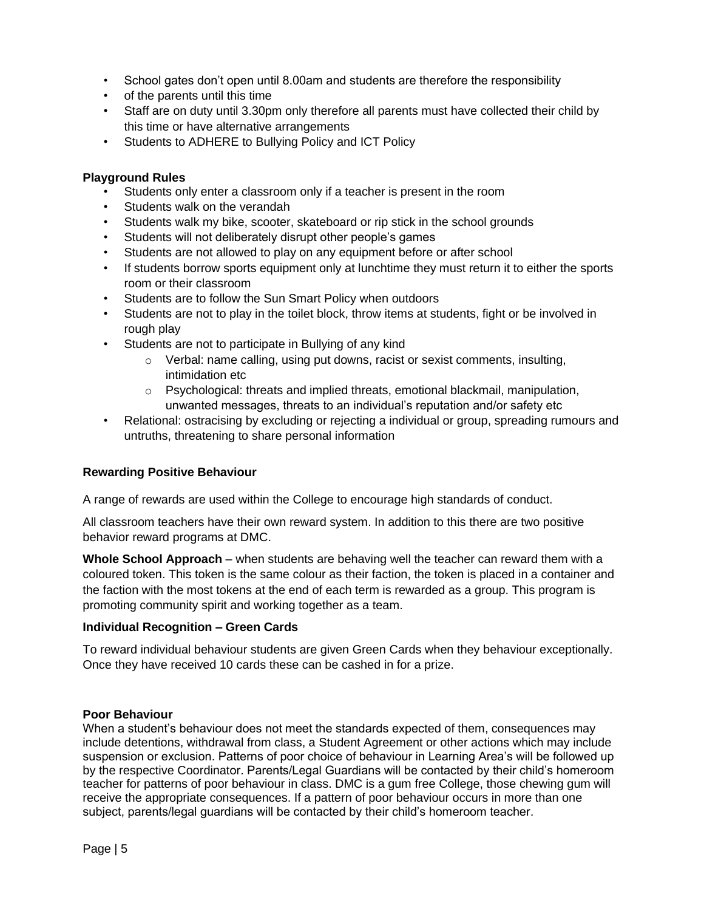- School gates don't open until 8.00am and students are therefore the responsibility
- of the parents until this time
- Staff are on duty until 3.30pm only therefore all parents must have collected their child by this time or have alternative arrangements
- Students to ADHERE to Bullying Policy and ICT Policy

**Playground Rules**

- Students only enter a classroom only if a teacher is present in the room
- Students walk on the verandah
- Students walk my bike, scooter, skateboard or rip stick in the school grounds
- Students will not deliberately disrupt other people's games
- Students are not allowed to play on any equipment before or after school
- If students borrow sports equipment only at lunchtime they must return it to either the sports room or their classroom
- Students are to follow the Sun Smart Policy when outdoors
- Students are not to play in the toilet block, throw items at students, fight or be involved in rough play
- Students are not to participate in Bullying of any kind
    - Verbal: name calling, using put downs, racist or sexist comments, insulting, intimidation etc
    - Psychological: threats and implied threats, emotional blackmail, manipulation, unwanted messages, threats to an individual's reputation and/or safety etc
- Relational: ostracising by excluding or rejecting a individual or group, spreading rumours and untruths, threatening to share personal information

**Rewarding Positive Behaviour**

A range of rewards are used within the College to encourage high standards of conduct.

All classroom teachers have their own reward system. In addition to this there are two positive behavior reward programs at DMC.

**Whole School Approach** – when students are behaving well the teacher can reward them with a coloured token. This token is the same colour as their faction, the token is placed in a container and the faction with the most tokens at the end of each term is rewarded as a group. This program is promoting community spirit and working together as a team.

**Individual Recognition – Green Cards**

To reward individual behaviour students are given Green Cards when they behaviour exceptionally. Once they have received 10 cards these can be cashed in for a prize.

**Poor Behaviour**

When a student's behaviour does not meet the standards expected of them, consequences may include detentions, withdrawal from class, a Student Agreement or other actions which may include suspension or exclusion. Patterns of poor choice of behaviour in Learning Area's will be followed up by the respective Coordinator. Parents/Legal Guardians will be contacted by their child's homeroom teacher for patterns of poor behaviour in class. DMC is a gum free College, those chewing gum will receive the appropriate consequences. If a pattern of poor behaviour occurs in more than one subject, parents/legal guardians will be contacted by their child's homeroom teacher.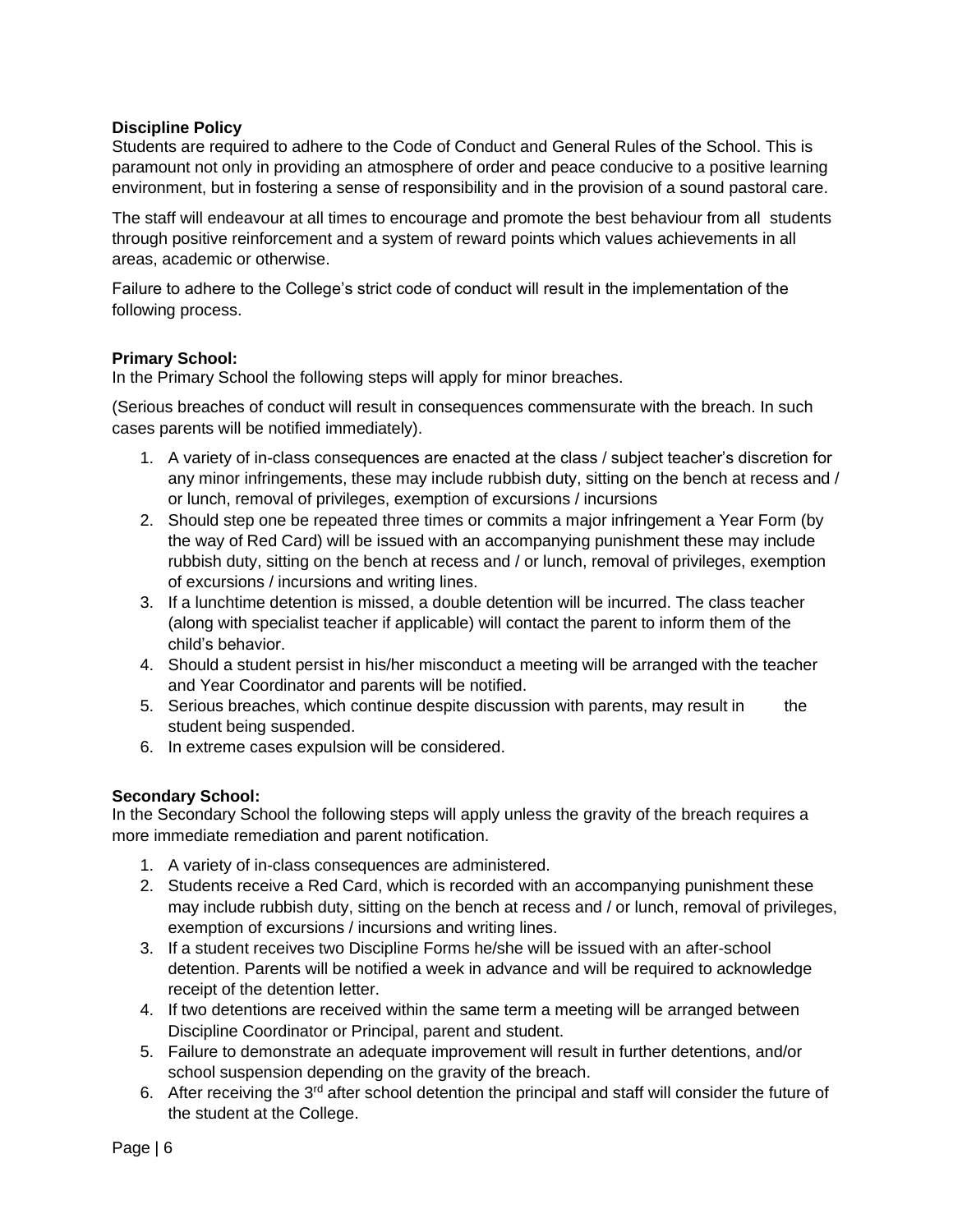**Discipline Policy**

Students are required to adhere to the Code of Conduct and General Rules of the School. This is paramount not only in providing an atmosphere of order and peace conducive to a positive learning environment, but in fostering a sense of responsibility and in the provision of a sound pastoral care.

The staff will endeavour at all times to encourage and promote the best behaviour from all students through positive reinforcement and a system of reward points which values achievements in all areas, academic or otherwise.

Failure to adhere to the College's strict code of conduct will result in the implementation of the following process.

**Primary School:**

In the Primary School the following steps will apply for minor breaches.

(Serious breaches of conduct will result in consequences commensurate with the breach. In such cases parents will be notified immediately).

1. A variety of in-class consequences are enacted at the class / subject teacher's discretion for any minor infringements, these may include rubbish duty, sitting on the bench at recess and / or lunch, removal of privileges, exemption of excursions / incursions
2. Should step one be repeated three times or commits a major infringement a Year Form (by the way of Red Card) will be issued with an accompanying punishment these may include rubbish duty, sitting on the bench at recess and / or lunch, removal of privileges, exemption of excursions / incursions and writing lines.
3. If a lunchtime detention is missed, a double detention will be incurred. The class teacher (along with specialist teacher if applicable) will contact the parent to inform them of the child's behavior.
4. Should a student persist in his/her misconduct a meeting will be arranged with the teacher and Year Coordinator and parents will be notified.
5. Serious breaches, which continue despite discussion with parents, may result in the student being suspended.
6. In extreme cases expulsion will be considered.

**Secondary School:**

In the Secondary School the following steps will apply unless the gravity of the breach requires a more immediate remediation and parent notification.

1. A variety of in-class consequences are administered.
2. Students receive a Red Card, which is recorded with an accompanying punishment these may include rubbish duty, sitting on the bench at recess and / or lunch, removal of privileges, exemption of excursions / incursions and writing lines.
3. If a student receives two Discipline Forms he/she will be issued with an after-school detention. Parents will be notified a week in advance and will be required to acknowledge receipt of the detention letter.
4. If two detentions are received within the same term a meeting will be arranged between Discipline Coordinator or Principal, parent and student.
5. Failure to demonstrate an adequate improvement will result in further detentions, and/or school suspension depending on the gravity of the breach.
6. After receiving the 3rd after school detention the principal and staff will consider the future of the student at the College.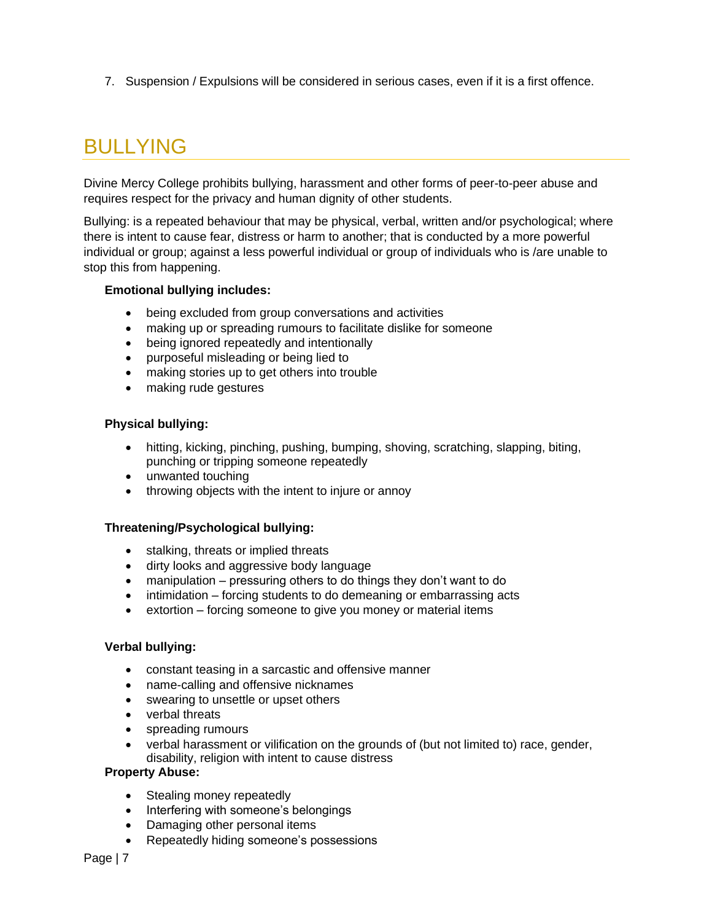7. Suspension / Expulsions will be considered in serious cases, even if it is a first offence.

# BULLYING

Divine Mercy College prohibits bullying, harassment and other forms of peer-to-peer abuse and requires respect for the privacy and human dignity of other students.

Bullying: is a repeated behaviour that may be physical, verbal, written and/or psychological; where there is intent to cause fear, distress or harm to another; that is conducted by a more powerful individual or group; against a less powerful individual or group of individuals who is /are unable to stop this from happening.

**Emotional bullying includes:**

- being excluded from group conversations and activities
- making up or spreading rumours to facilitate dislike for someone
- being ignored repeatedly and intentionally
- purposeful misleading or being lied to
- making stories up to get others into trouble
- making rude gestures

**Physical bullying:**

- hitting, kicking, pinching, pushing, bumping, shoving, scratching, slapping, biting, punching or tripping someone repeatedly
- unwanted touching
- throwing objects with the intent to injure or annoy

**Threatening/Psychological bullying:**

- stalking, threats or implied threats
- dirty looks and aggressive body language
- manipulation – pressuring others to do things they don't want to do
- intimidation – forcing students to do demeaning or embarrassing acts
- extortion – forcing someone to give you money or material items

**Verbal bullying:**

- constant teasing in a sarcastic and offensive manner
- name-calling and offensive nicknames
- swearing to unsettle or upset others
- verbal threats
- spreading rumours
- verbal harassment or vilification on the grounds of (but not limited to) race, gender, disability, religion with intent to cause distress

**Property Abuse:**

- Stealing money repeatedly
- Interfering with someone's belongings
- Damaging other personal items
- Repeatedly hiding someone's possessions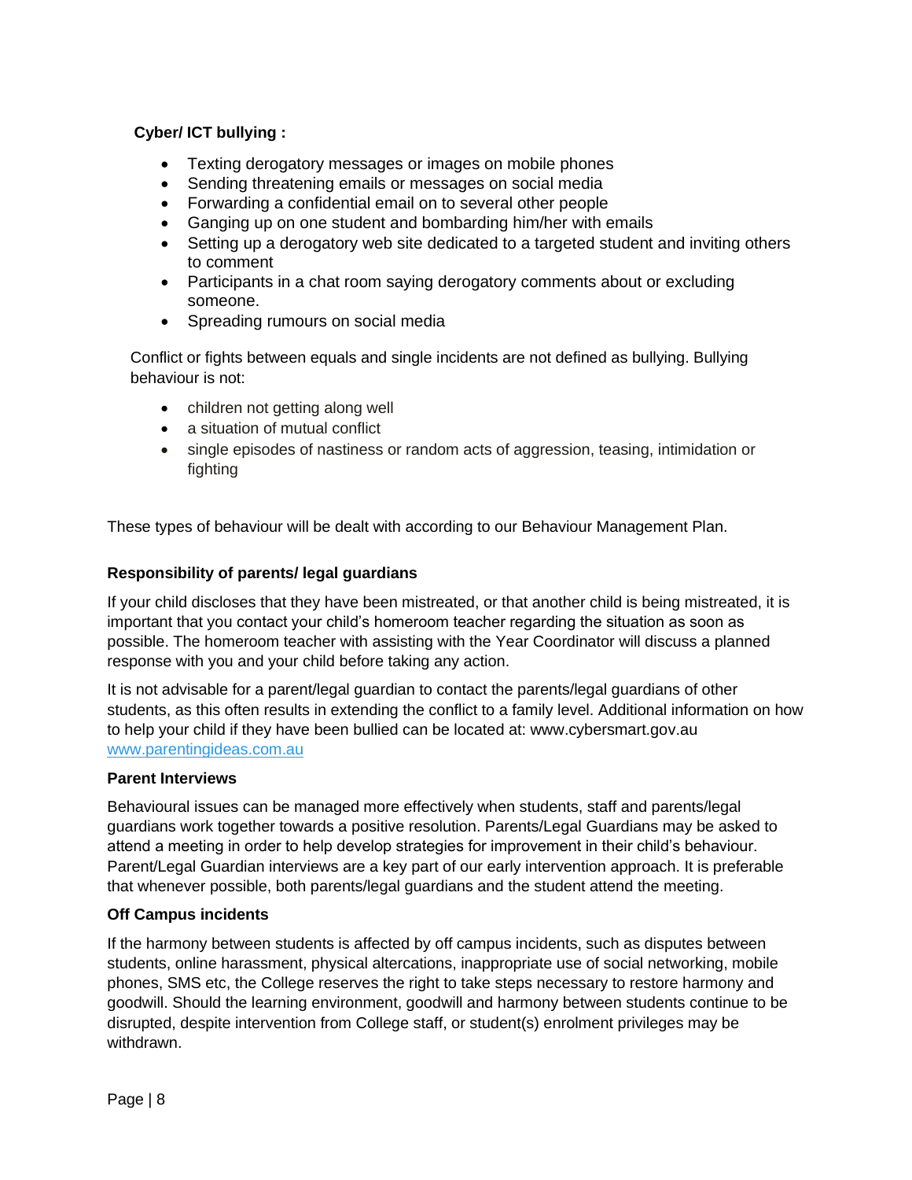**Cyber/ ICT bullying :**

- Texting derogatory messages or images on mobile phones
- Sending threatening emails or messages on social media
- Forwarding a confidential email on to several other people
- Ganging up on one student and bombarding him/her with emails
- Setting up a derogatory web site dedicated to a targeted student and inviting others to comment
- Participants in a chat room saying derogatory comments about or excluding someone.
- Spreading rumours on social media

Conflict or fights between equals and single incidents are not defined as bullying. Bullying behaviour is not:

- children not getting along well
- a situation of mutual conflict
- single episodes of nastiness or random acts of aggression, teasing, intimidation or fighting

These types of behaviour will be dealt with according to our Behaviour Management Plan.

### Responsibility of parents/ legal guardians

If your child discloses that they have been mistreated, or that another child is being mistreated, it is important that you contact your child's homeroom teacher regarding the situation as soon as possible. The homeroom teacher with assisting with the Year Coordinator will discuss a planned response with you and your child before taking any action.

It is not advisable for a parent/legal guardian to contact the parents/legal guardians of other students, as this often results in extending the conflict to a family level. Additional information on how to help your child if they have been bullied can be located at: www.cybersmart.gov.au [www.parentingideas.com.au](www.parentingideas.com.au)

### Parent Interviews

Behavioural issues can be managed more effectively when students, staff and parents/legal guardians work together towards a positive resolution. Parents/Legal Guardians may be asked to attend a meeting in order to help develop strategies for improvement in their child's behaviour. Parent/Legal Guardian interviews are a key part of our early intervention approach. It is preferable that whenever possible, both parents/legal guardians and the student attend the meeting.

### Off Campus incidents

If the harmony between students is affected by off campus incidents, such as disputes between students, online harassment, physical altercations, inappropriate use of social networking, mobile phones, SMS etc, the College reserves the right to take steps necessary to restore harmony and goodwill. Should the learning environment, goodwill and harmony between students continue to be disrupted, despite intervention from College staff, or student(s) enrolment privileges may be withdrawn.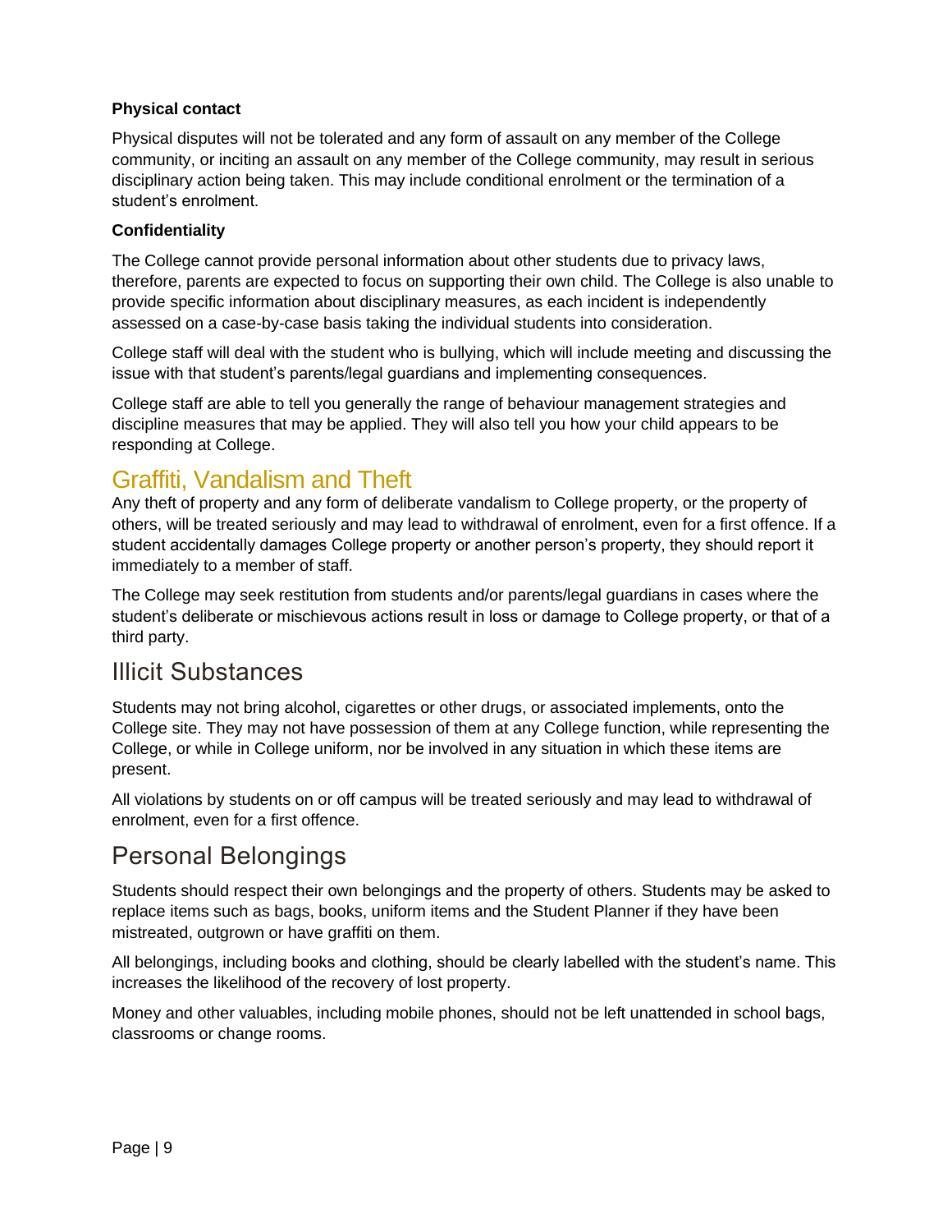### Physical contact

Physical disputes will not be tolerated and any form of assault on any member of the College community, or inciting an assault on any member of the College community, may result in serious disciplinary action being taken. This may include conditional enrolment or the termination of a student's enrolment.

### Confidentiality

The College cannot provide personal information about other students due to privacy laws, therefore, parents are expected to focus on supporting their own child. The College is also unable to provide specific information about disciplinary measures, as each incident is independently assessed on a case-by-case basis taking the individual students into consideration.

College staff will deal with the student who is bullying, which will include meeting and discussing the issue with that student's parents/legal guardians and implementing consequences.

College staff are able to tell you generally the range of behaviour management strategies and discipline measures that may be applied. They will also tell you how your child appears to be responding at College.

## Graffiti, Vandalism and Theft

Any theft of property and any form of deliberate vandalism to College property, or the property of others, will be treated seriously and may lead to withdrawal of enrolment, even for a first offence. If a student accidentally damages College property or another person's property, they should report it immediately to a member of staff.

The College may seek restitution from students and/or parents/legal guardians in cases where the student's deliberate or mischievous actions result in loss or damage to College property, or that of a third party.

## Illicit Substances

Students may not bring alcohol, cigarettes or other drugs, or associated implements, onto the College site. They may not have possession of them at any College function, while representing the College, or while in College uniform, nor be involved in any situation in which these items are present.

All violations by students on or off campus will be treated seriously and may lead to withdrawal of enrolment, even for a first offence.

## Personal Belongings

Students should respect their own belongings and the property of others. Students may be asked to replace items such as bags, books, uniform items and the Student Planner if they have been mistreated, outgrown or have graffiti on them.

All belongings, including books and clothing, should be clearly labelled with the student's name. This increases the likelihood of the recovery of lost property.

Money and other valuables, including mobile phones, should not be left unattended in school bags, classrooms or change rooms.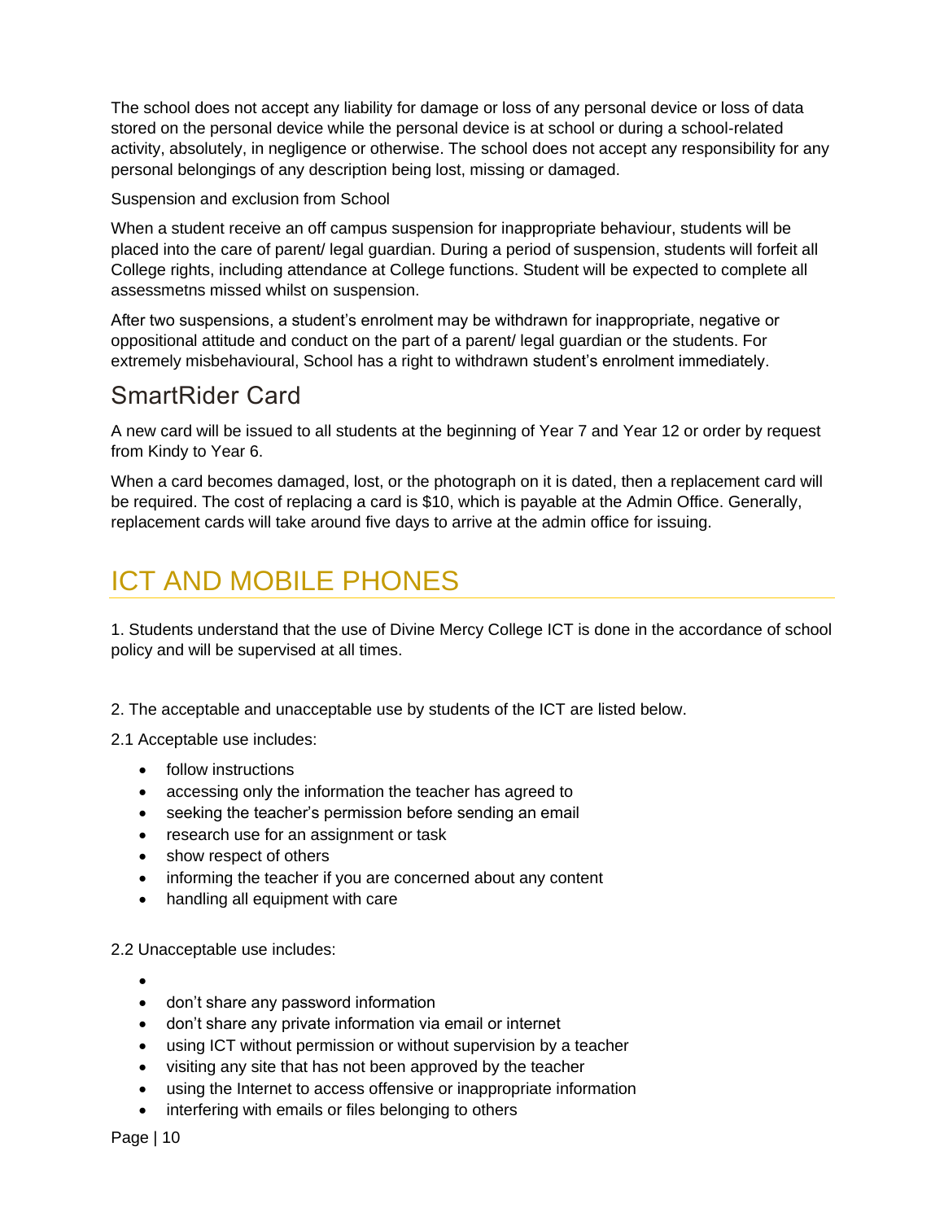The school does not accept any liability for damage or loss of any personal device or loss of data stored on the personal device while the personal device is at school or during a school-related activity, absolutely, in negligence or otherwise. The school does not accept any responsibility for any personal belongings of any description being lost, missing or damaged.

Suspension and exclusion from School

When a student receive an off campus suspension for inappropriate behaviour, students will be placed into the care of parent/ legal guardian. During a period of suspension, students will forfeit all College rights, including attendance at College functions. Student will be expected to complete all assessmetns missed whilst on suspension.

After two suspensions, a student's enrolment may be withdrawn for inappropriate, negative or oppositional attitude and conduct on the part of a parent/ legal guardian or the students. For extremely misbehavioural, School has a right to withdrawn student's enrolment immediately.

## SmartRider Card

A new card will be issued to all students at the beginning of Year 7 and Year 12 or order by request from Kindy to Year 6.

When a card becomes damaged, lost, or the photograph on it is dated, then a replacement card will be required. The cost of replacing a card is $10, which is payable at the Admin Office. Generally, replacement cards will take around five days to arrive at the admin office for issuing.

# ICT AND MOBILE PHONES

1. Students understand that the use of Divine Mercy College ICT is done in the accordance of school policy and will be supervised at all times.

2. The acceptable and unacceptable use by students of the ICT are listed below.

2.1 Acceptable use includes:

- follow instructions
- accessing only the information the teacher has agreed to
- seeking the teacher's permission before sending an email
- research use for an assignment or task
- show respect of others
- informing the teacher if you are concerned about any content
- handling all equipment with care

2.2 Unacceptable use includes:

- 
- don't share any password information
- don't share any private information via email or internet
- using ICT without permission or without supervision by a teacher
- visiting any site that has not been approved by the teacher
- using the Internet to access offensive or inappropriate information
- interfering with emails or files belonging to others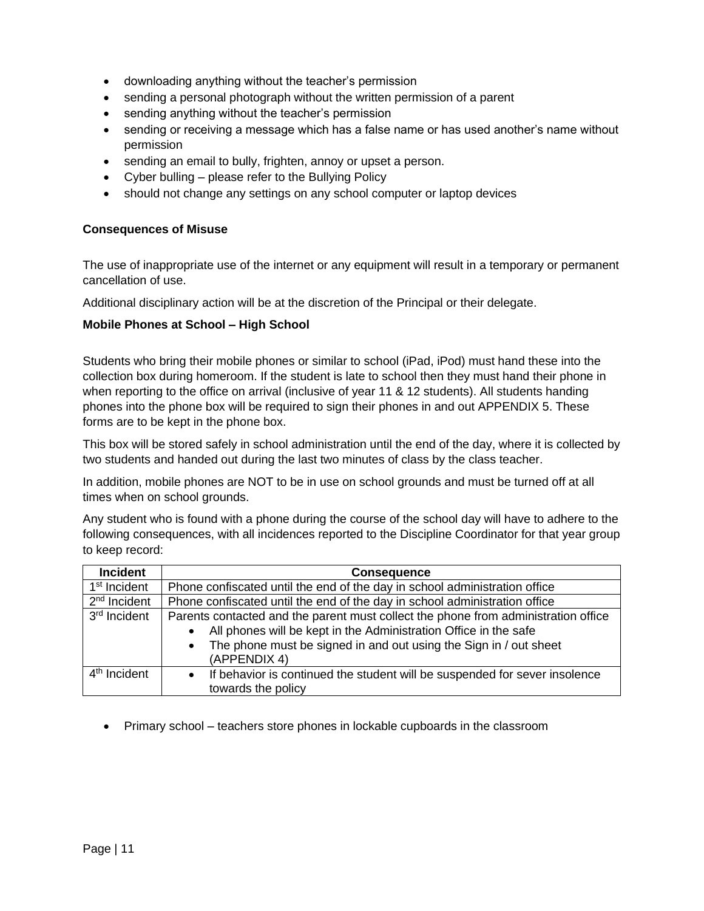- downloading anything without the teacher's permission
- sending a personal photograph without the written permission of a parent
- sending anything without the teacher's permission
- sending or receiving a message which has a false name or has used another's name without permission
- sending an email to bully, frighten, annoy or upset a person.
- Cyber bulling – please refer to the Bullying Policy
- should not change any settings on any school computer or laptop devices

**Consequences of Misuse**

The use of inappropriate use of the internet or any equipment will result in a temporary or permanent cancellation of use.

Additional disciplinary action will be at the discretion of the Principal or their delegate.

**Mobile Phones at School – High School**

Students who bring their mobile phones or similar to school (iPad, iPod) must hand these into the collection box during homeroom. If the student is late to school then they must hand their phone in when reporting to the office on arrival (inclusive of year 11 & 12 students). All students handing phones into the phone box will be required to sign their phones in and out APPENDIX 5. These forms are to be kept in the phone box.

This box will be stored safely in school administration until the end of the day, where it is collected by two students and handed out during the last two minutes of class by the class teacher.

In addition, mobile phones are NOT to be in use on school grounds and must be turned off at all times when on school grounds.

Any student who is found with a phone during the course of the school day will have to adhere to the following consequences, with all incidences reported to the Discipline Coordinator for that year group to keep record:

| Incident | Consequence |
|---|---|
| 1st Incident | Phone confiscated until the end of the day in school administration office |
| 2nd Incident | Phone confiscated until the end of the day in school administration office |
| 3rd Incident | Parents contacted and the parent must collect the phone from administration office<br>• All phones will be kept in the Administration Office in the safe<br>• The phone must be signed in and out using the Sign in / out sheet (APPENDIX 4) |
| 4th Incident | • If behavior is continued the student will be suspended for sever insolence towards the policy |

- Primary school – teachers store phones in lockable cupboards in the classroom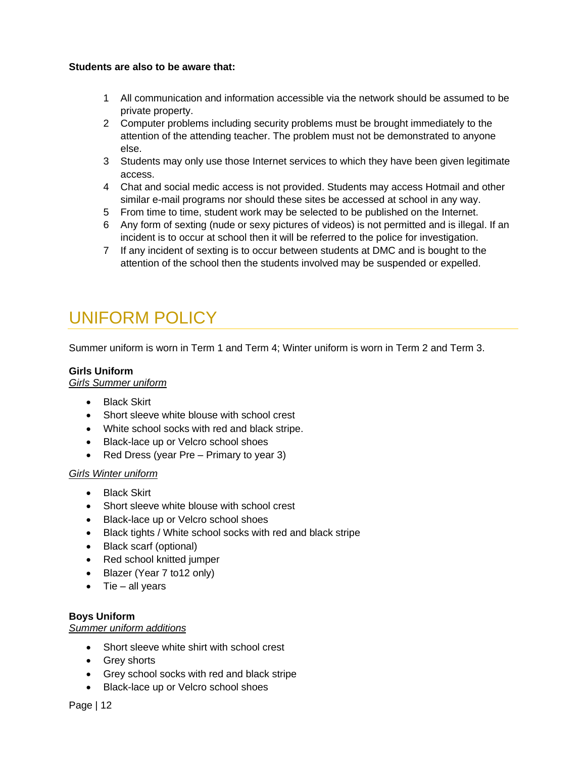**Students are also to be aware that:**

1. All communication and information accessible via the network should be assumed to be private property.
2. Computer problems including security problems must be brought immediately to the attention of the attending teacher. The problem must not be demonstrated to anyone else.
3. Students may only use those Internet services to which they have been given legitimate access.
4. Chat and social medic access is not provided. Students may access Hotmail and other similar e-mail programs nor should these sites be accessed at school in any way.
5. From time to time, student work may be selected to be published on the Internet.
6. Any form of sexting (nude or sexy pictures of videos) is not permitted and is illegal. If an incident is to occur at school then it will be referred to the police for investigation.
7. If any incident of sexting is to occur between students at DMC and is bought to the attention of the school then the students involved may be suspended or expelled.

# UNIFORM POLICY

Summer uniform is worn in Term 1 and Term 4; Winter uniform is worn in Term 2 and Term 3.

**Girls Uniform**

*Girls Summer uniform*

- Black Skirt
- Short sleeve white blouse with school crest
- White school socks with red and black stripe.
- Black-lace up or Velcro school shoes
- Red Dress (year Pre – Primary to year 3)

*Girls Winter uniform*

- Black Skirt
- Short sleeve white blouse with school crest
- Black-lace up or Velcro school shoes
- Black tights / White school socks with red and black stripe
- Black scarf (optional)
- Red school knitted jumper
- Blazer (Year 7 to12 only)
- Tie – all years

**Boys Uniform**

*Summer uniform additions*

- Short sleeve white shirt with school crest
- Grey shorts
- Grey school socks with red and black stripe
- Black-lace up or Velcro school shoes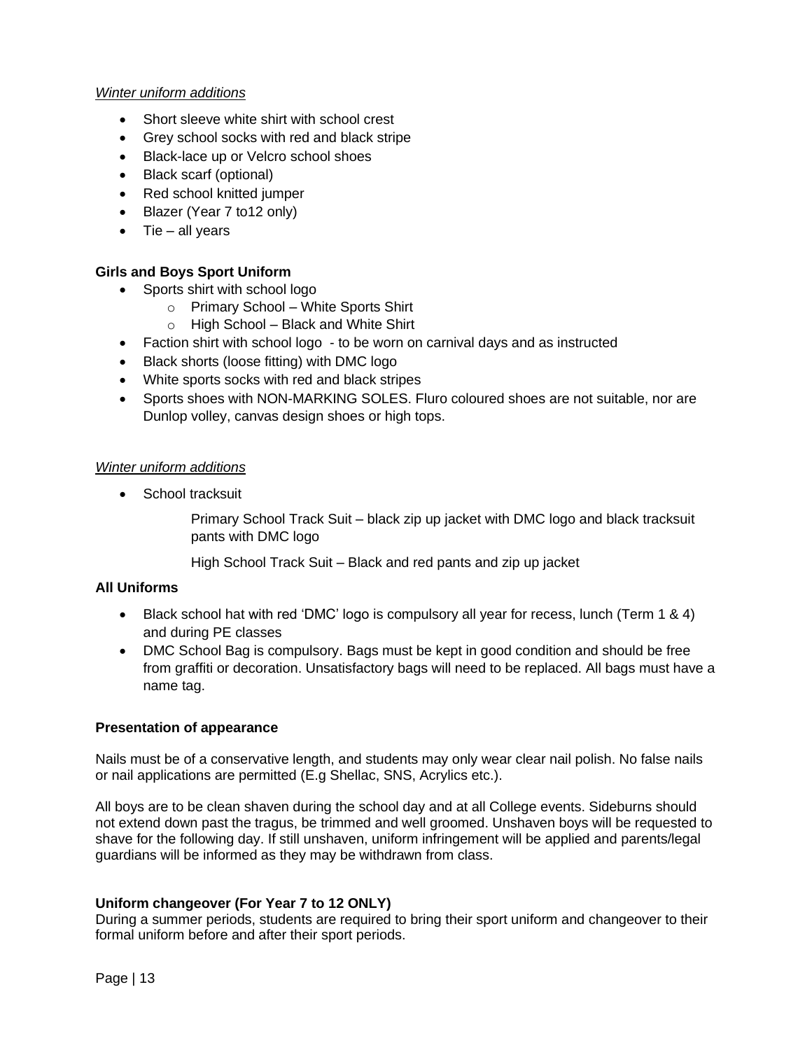*Winter uniform additions*

- Short sleeve white shirt with school crest
- Grey school socks with red and black stripe
- Black-lace up or Velcro school shoes
- Black scarf (optional)
- Red school knitted jumper
- Blazer (Year 7 to12 only)
- Tie – all years

**Girls and Boys Sport Uniform**

- Sports shirt with school logo
    - Primary School – White Sports Shirt
    - High School – Black and White Shirt
- Faction shirt with school logo - to be worn on carnival days and as instructed
- Black shorts (loose fitting) with DMC logo
- White sports socks with red and black stripes
- Sports shoes with NON-MARKING SOLES. Fluro coloured shoes are not suitable, nor are Dunlop volley, canvas design shoes or high tops.

*Winter uniform additions*

- School tracksuit

  Primary School Track Suit – black zip up jacket with DMC logo and black tracksuit pants with DMC logo

  High School Track Suit – Black and red pants and zip up jacket

**All Uniforms**

- Black school hat with red 'DMC' logo is compulsory all year for recess, lunch (Term 1 & 4) and during PE classes
- DMC School Bag is compulsory. Bags must be kept in good condition and should be free from graffiti or decoration. Unsatisfactory bags will need to be replaced. All bags must have a name tag.

**Presentation of appearance**

Nails must be of a conservative length, and students may only wear clear nail polish. No false nails or nail applications are permitted (E.g Shellac, SNS, Acrylics etc.).

All boys are to be clean shaven during the school day and at all College events. Sideburns should not extend down past the tragus, be trimmed and well groomed. Unshaven boys will be requested to shave for the following day. If still unshaven, uniform infringement will be applied and parents/legal guardians will be informed as they may be withdrawn from class.

**Uniform changeover (For Year 7 to 12 ONLY)**

During a summer periods, students are required to bring their sport uniform and changeover to their formal uniform before and after their sport periods.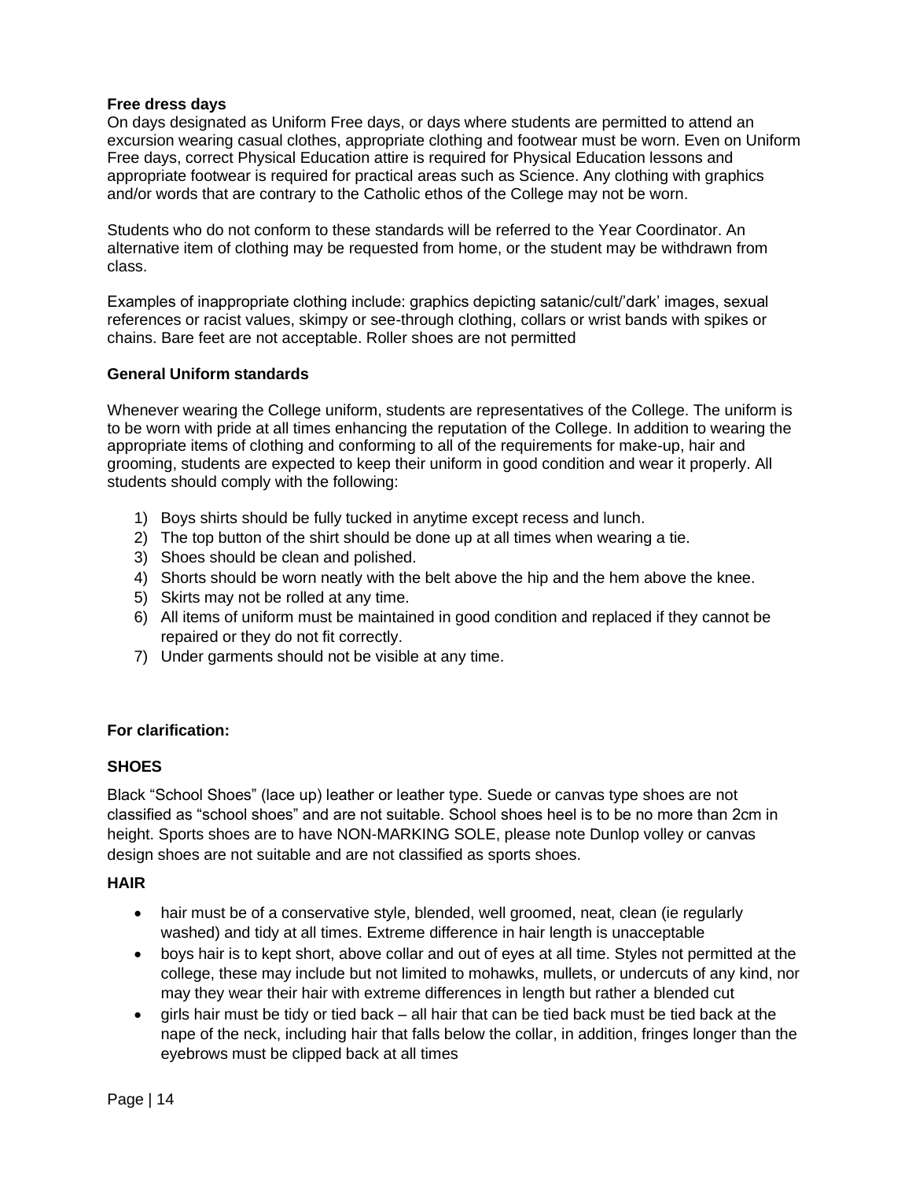**Free dress days**

On days designated as Uniform Free days, or days where students are permitted to attend an excursion wearing casual clothes, appropriate clothing and footwear must be worn. Even on Uniform Free days, correct Physical Education attire is required for Physical Education lessons and appropriate footwear is required for practical areas such as Science. Any clothing with graphics and/or words that are contrary to the Catholic ethos of the College may not be worn.

Students who do not conform to these standards will be referred to the Year Coordinator. An alternative item of clothing may be requested from home, or the student may be withdrawn from class.

Examples of inappropriate clothing include: graphics depicting satanic/cult/'dark' images, sexual references or racist values, skimpy or see-through clothing, collars or wrist bands with spikes or chains. Bare feet are not acceptable. Roller shoes are not permitted

**General Uniform standards**

Whenever wearing the College uniform, students are representatives of the College. The uniform is to be worn with pride at all times enhancing the reputation of the College. In addition to wearing the appropriate items of clothing and conforming to all of the requirements for make-up, hair and grooming, students are expected to keep their uniform in good condition and wear it properly. All students should comply with the following:

1) Boys shirts should be fully tucked in anytime except recess and lunch.
2) The top button of the shirt should be done up at all times when wearing a tie.
3) Shoes should be clean and polished.
4) Shorts should be worn neatly with the belt above the hip and the hem above the knee.
5) Skirts may not be rolled at any time.
6) All items of uniform must be maintained in good condition and replaced if they cannot be repaired or they do not fit correctly.
7) Under garments should not be visible at any time.

**For clarification:**

**SHOES**

Black "School Shoes" (lace up) leather or leather type. Suede or canvas type shoes are not classified as "school shoes" and are not suitable. School shoes heel is to be no more than 2cm in height. Sports shoes are to have NON-MARKING SOLE, please note Dunlop volley or canvas design shoes are not suitable and are not classified as sports shoes.

**HAIR**

- hair must be of a conservative style, blended, well groomed, neat, clean (ie regularly washed) and tidy at all times. Extreme difference in hair length is unacceptable
- boys hair is to kept short, above collar and out of eyes at all time. Styles not permitted at the college, these may include but not limited to mohawks, mullets, or undercuts of any kind, nor may they wear their hair with extreme differences in length but rather a blended cut
- girls hair must be tidy or tied back – all hair that can be tied back must be tied back at the nape of the neck, including hair that falls below the collar, in addition, fringes longer than the eyebrows must be clipped back at all times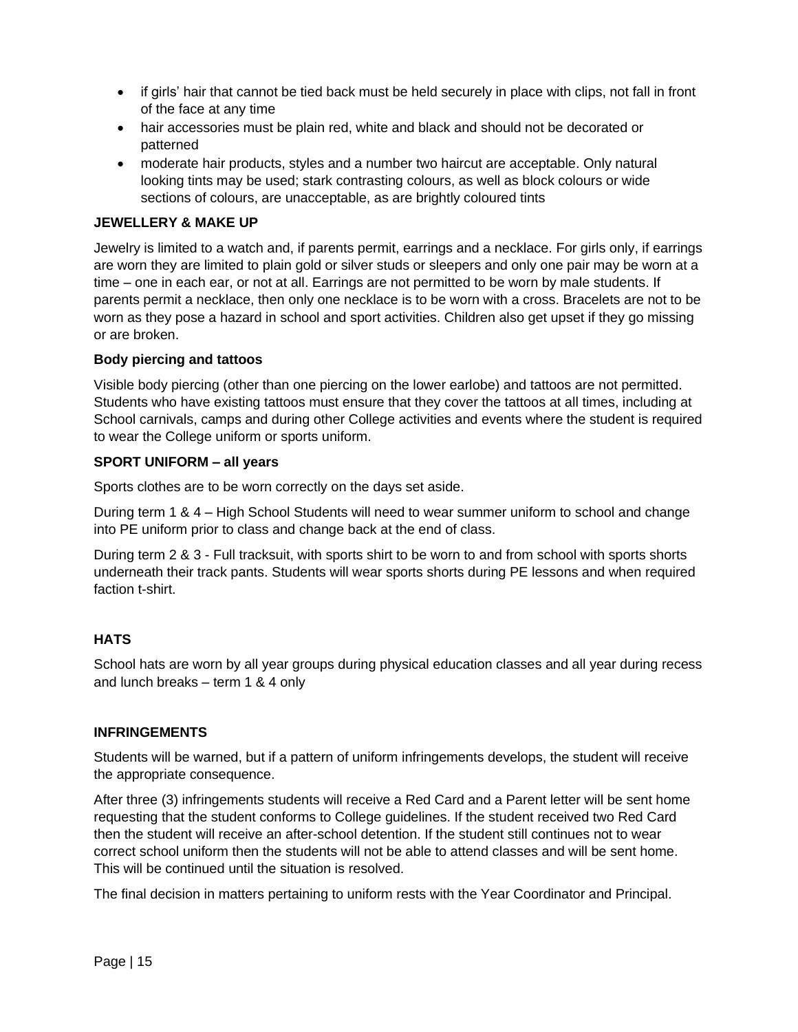- if girls' hair that cannot be tied back must be held securely in place with clips, not fall in front of the face at any time
- hair accessories must be plain red, white and black and should not be decorated or patterned
- moderate hair products, styles and a number two haircut are acceptable. Only natural looking tints may be used; stark contrasting colours, as well as block colours or wide sections of colours, are unacceptable, as are brightly coloured tints

**JEWELLERY & MAKE UP**

Jewelry is limited to a watch and, if parents permit, earrings and a necklace. For girls only, if earrings are worn they are limited to plain gold or silver studs or sleepers and only one pair may be worn at a time – one in each ear, or not at all. Earrings are not permitted to be worn by male students. If parents permit a necklace, then only one necklace is to be worn with a cross. Bracelets are not to be worn as they pose a hazard in school and sport activities. Children also get upset if they go missing or are broken.

**Body piercing and tattoos**

Visible body piercing (other than one piercing on the lower earlobe) and tattoos are not permitted. Students who have existing tattoos must ensure that they cover the tattoos at all times, including at School carnivals, camps and during other College activities and events where the student is required to wear the College uniform or sports uniform.

**SPORT UNIFORM – all years**

Sports clothes are to be worn correctly on the days set aside.

During term 1 & 4 – High School Students will need to wear summer uniform to school and change into PE uniform prior to class and change back at the end of class.

During term 2 & 3 - Full tracksuit, with sports shirt to be worn to and from school with sports shorts underneath their track pants. Students will wear sports shorts during PE lessons and when required faction t-shirt.

**HATS**

School hats are worn by all year groups during physical education classes and all year during recess and lunch breaks – term 1 & 4 only

**INFRINGEMENTS**

Students will be warned, but if a pattern of uniform infringements develops, the student will receive the appropriate consequence.

After three (3) infringements students will receive a Red Card and a Parent letter will be sent home requesting that the student conforms to College guidelines. If the student received two Red Card then the student will receive an after-school detention. If the student still continues not to wear correct school uniform then the students will not be able to attend classes and will be sent home. This will be continued until the situation is resolved.

The final decision in matters pertaining to uniform rests with the Year Coordinator and Principal.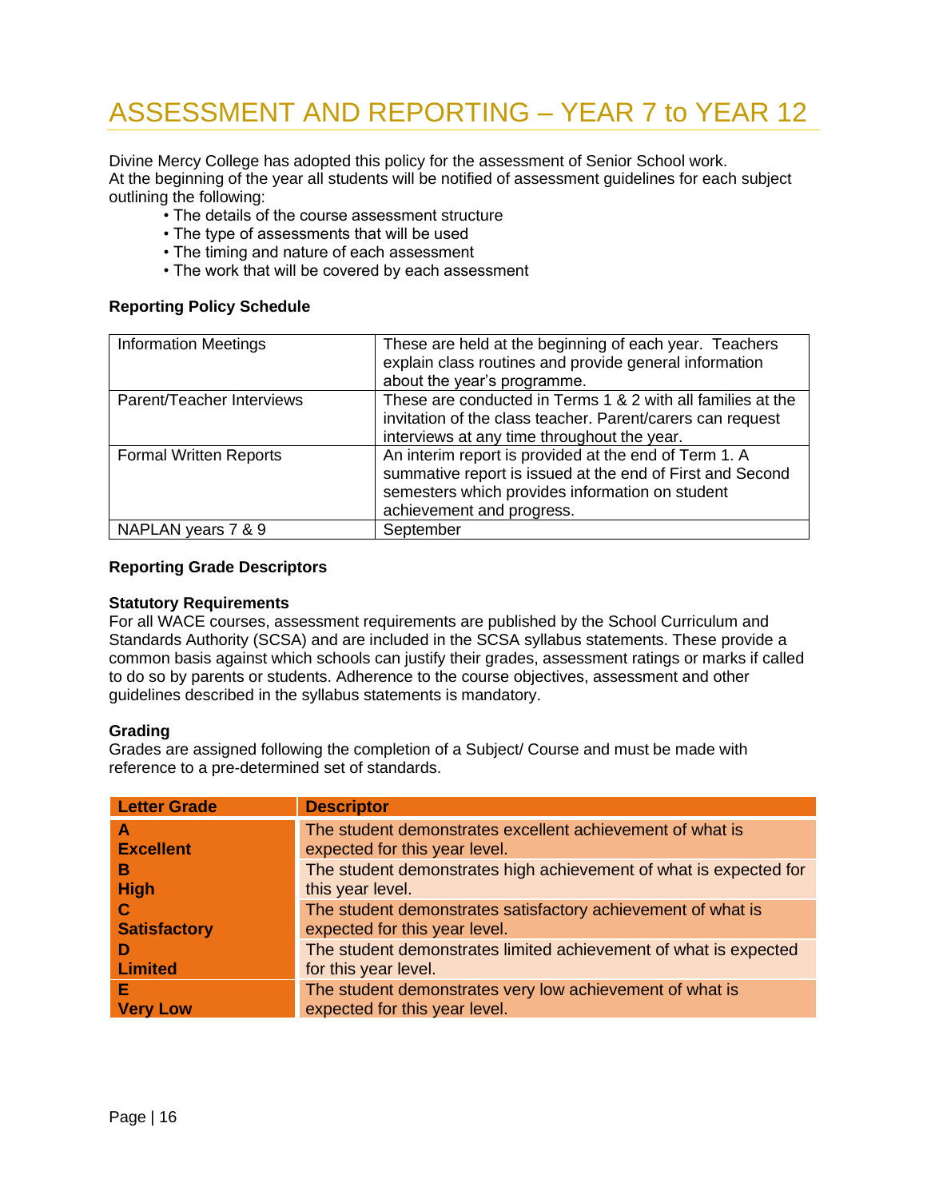# ASSESSMENT AND REPORTING – YEAR 7 to YEAR 12

Divine Mercy College has adopted this policy for the assessment of Senior School work.
At the beginning of the year all students will be notified of assessment guidelines for each subject outlining the following:

- The details of the course assessment structure
- The type of assessments that will be used
- The timing and nature of each assessment
- The work that will be covered by each assessment

**Reporting Policy Schedule**

| | |
|---|---|
| Information Meetings | These are held at the beginning of each year. Teachers explain class routines and provide general information about the year's programme. |
| Parent/Teacher Interviews | These are conducted in Terms 1 & 2 with all families at the invitation of the class teacher. Parent/carers can request interviews at any time throughout the year. |
| Formal Written Reports | An interim report is provided at the end of Term 1. A summative report is issued at the end of First and Second semesters which provides information on student achievement and progress. |
| NAPLAN years 7 & 9 | September |

**Reporting Grade Descriptors**

**Statutory Requirements**
For all WACE courses, assessment requirements are published by the School Curriculum and Standards Authority (SCSA) and are included in the SCSA syllabus statements. These provide a common basis against which schools can justify their grades, assessment ratings or marks if called to do so by parents or students. Adherence to the course objectives, assessment and other guidelines described in the syllabus statements is mandatory.

**Grading**
Grades are assigned following the completion of a Subject/ Course and must be made with reference to a pre-determined set of standards.

| Letter Grade | Descriptor |
|---|---|
| **A Excellent** | The student demonstrates excellent achievement of what is expected for this year level. |
| **B High** | The student demonstrates high achievement of what is expected for this year level. |
| **C Satisfactory** | The student demonstrates satisfactory achievement of what is expected for this year level. |
| **D Limited** | The student demonstrates limited achievement of what is expected for this year level. |
| **E Very Low** | The student demonstrates very low achievement of what is expected for this year level. |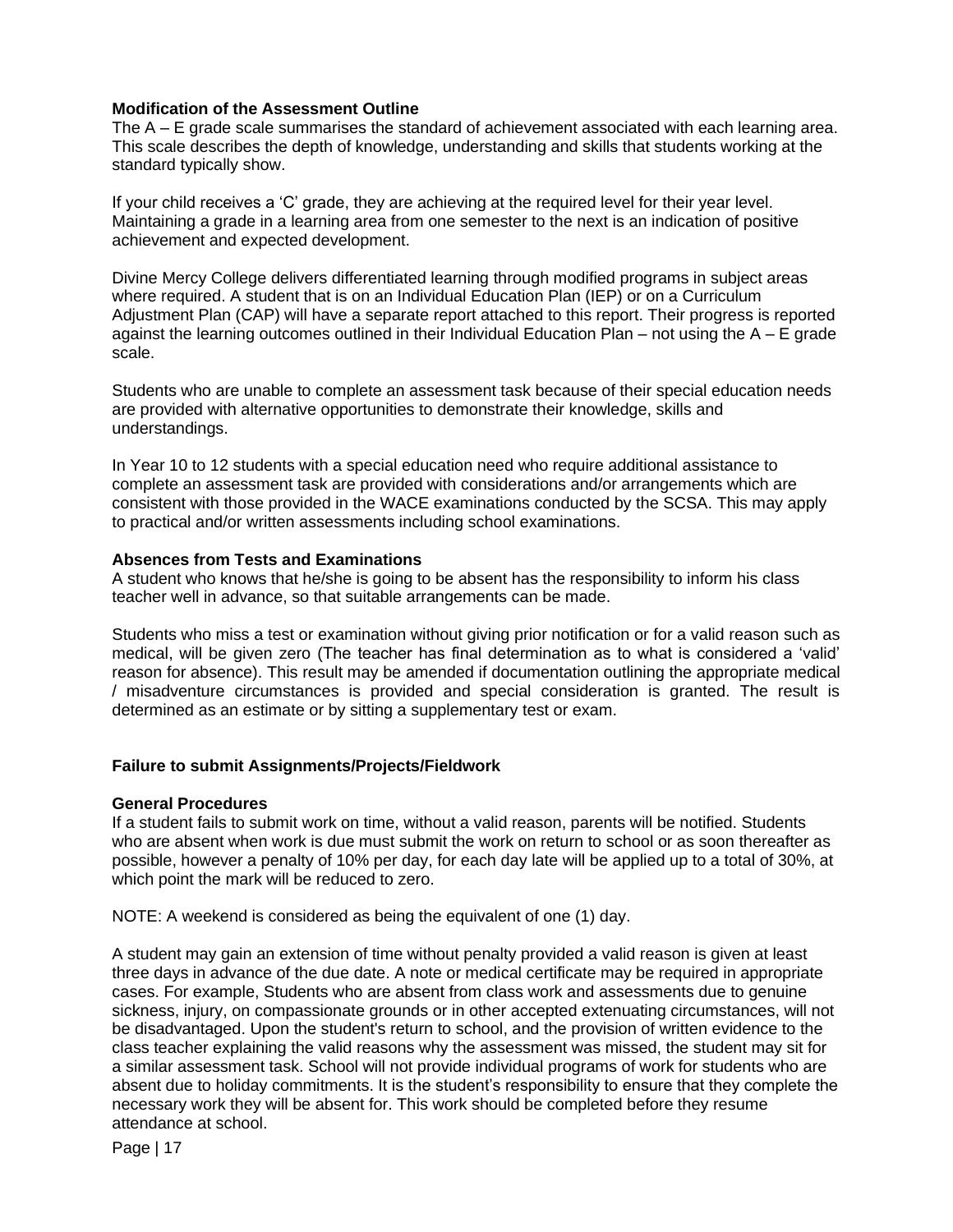**Modification of the Assessment Outline**

The A – E grade scale summarises the standard of achievement associated with each learning area. This scale describes the depth of knowledge, understanding and skills that students working at the standard typically show.

If your child receives a 'C' grade, they are achieving at the required level for their year level. Maintaining a grade in a learning area from one semester to the next is an indication of positive achievement and expected development.

Divine Mercy College delivers differentiated learning through modified programs in subject areas where required. A student that is on an Individual Education Plan (IEP) or on a Curriculum Adjustment Plan (CAP) will have a separate report attached to this report. Their progress is reported against the learning outcomes outlined in their Individual Education Plan – not using the A – E grade scale.

Students who are unable to complete an assessment task because of their special education needs are provided with alternative opportunities to demonstrate their knowledge, skills and understandings.

In Year 10 to 12 students with a special education need who require additional assistance to complete an assessment task are provided with considerations and/or arrangements which are consistent with those provided in the WACE examinations conducted by the SCSA. This may apply to practical and/or written assessments including school examinations.

**Absences from Tests and Examinations**

A student who knows that he/she is going to be absent has the responsibility to inform his class teacher well in advance, so that suitable arrangements can be made.

Students who miss a test or examination without giving prior notification or for a valid reason such as medical, will be given zero (The teacher has final determination as to what is considered a 'valid' reason for absence). This result may be amended if documentation outlining the appropriate medical / misadventure circumstances is provided and special consideration is granted. The result is determined as an estimate or by sitting a supplementary test or exam.

**Failure to submit Assignments/Projects/Fieldwork**

**General Procedures**

If a student fails to submit work on time, without a valid reason, parents will be notified. Students who are absent when work is due must submit the work on return to school or as soon thereafter as possible, however a penalty of 10% per day, for each day late will be applied up to a total of 30%, at which point the mark will be reduced to zero.

NOTE: A weekend is considered as being the equivalent of one (1) day.

A student may gain an extension of time without penalty provided a valid reason is given at least three days in advance of the due date. A note or medical certificate may be required in appropriate cases. For example, Students who are absent from class work and assessments due to genuine sickness, injury, on compassionate grounds or in other accepted extenuating circumstances, will not be disadvantaged. Upon the student's return to school, and the provision of written evidence to the class teacher explaining the valid reasons why the assessment was missed, the student may sit for a similar assessment task. School will not provide individual programs of work for students who are absent due to holiday commitments. It is the student's responsibility to ensure that they complete the necessary work they will be absent for. This work should be completed before they resume attendance at school.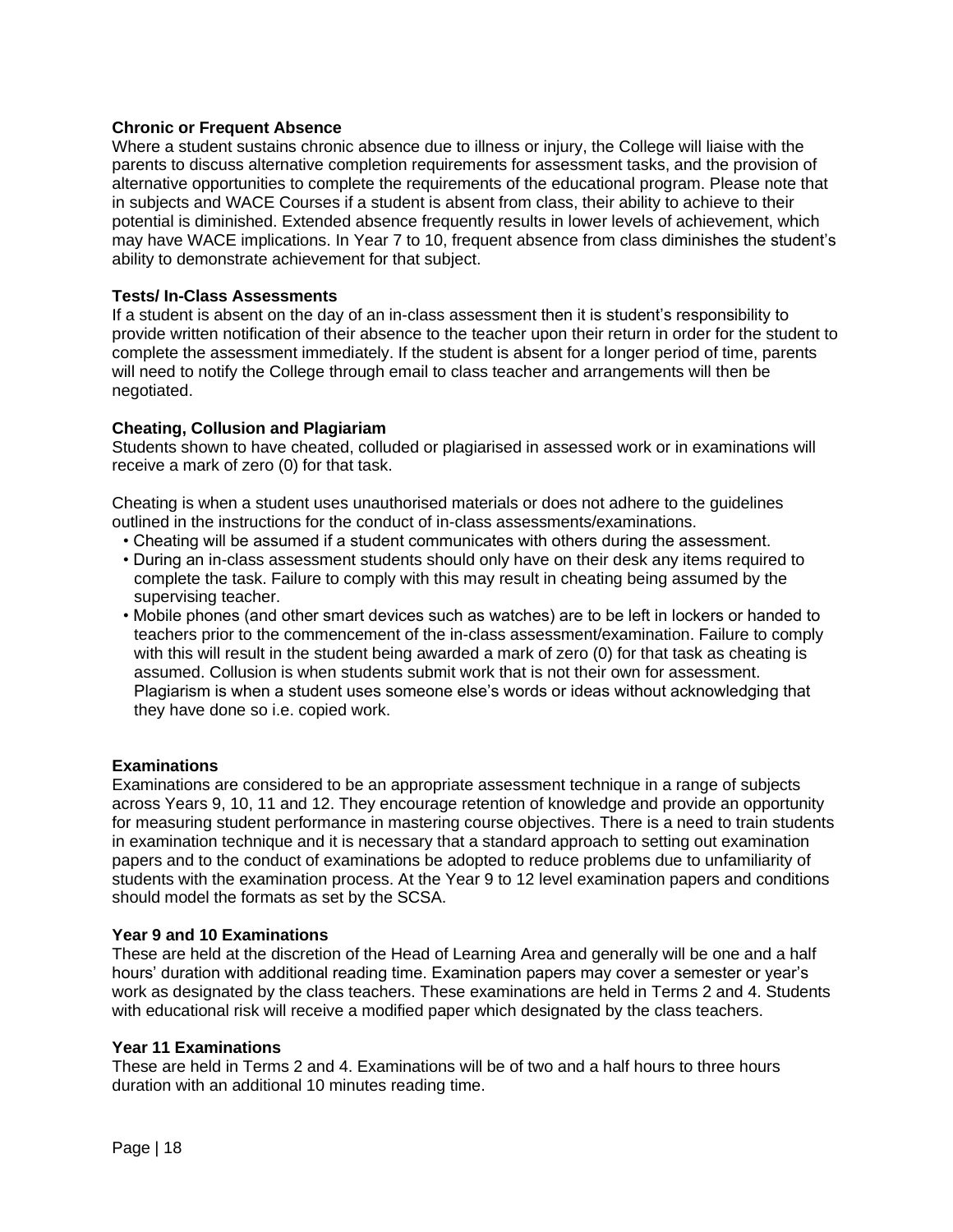**Chronic or Frequent Absence**

Where a student sustains chronic absence due to illness or injury, the College will liaise with the parents to discuss alternative completion requirements for assessment tasks, and the provision of alternative opportunities to complete the requirements of the educational program. Please note that in subjects and WACE Courses if a student is absent from class, their ability to achieve to their potential is diminished. Extended absence frequently results in lower levels of achievement, which may have WACE implications. In Year 7 to 10, frequent absence from class diminishes the student's ability to demonstrate achievement for that subject.

**Tests/ In-Class Assessments**

If a student is absent on the day of an in-class assessment then it is student's responsibility to provide written notification of their absence to the teacher upon their return in order for the student to complete the assessment immediately. If the student is absent for a longer period of time, parents will need to notify the College through email to class teacher and arrangements will then be negotiated.

**Cheating, Collusion and Plagiariam**

Students shown to have cheated, colluded or plagiarised in assessed work or in examinations will receive a mark of zero (0) for that task.

Cheating is when a student uses unauthorised materials or does not adhere to the guidelines outlined in the instructions for the conduct of in-class assessments/examinations.

- Cheating will be assumed if a student communicates with others during the assessment.
- During an in-class assessment students should only have on their desk any items required to complete the task. Failure to comply with this may result in cheating being assumed by the supervising teacher.
- Mobile phones (and other smart devices such as watches) are to be left in lockers or handed to teachers prior to the commencement of the in-class assessment/examination. Failure to comply with this will result in the student being awarded a mark of zero (0) for that task as cheating is assumed. Collusion is when students submit work that is not their own for assessment. Plagiarism is when a student uses someone else's words or ideas without acknowledging that they have done so i.e. copied work.

**Examinations**

Examinations are considered to be an appropriate assessment technique in a range of subjects across Years 9, 10, 11 and 12. They encourage retention of knowledge and provide an opportunity for measuring student performance in mastering course objectives. There is a need to train students in examination technique and it is necessary that a standard approach to setting out examination papers and to the conduct of examinations be adopted to reduce problems due to unfamiliarity of students with the examination process. At the Year 9 to 12 level examination papers and conditions should model the formats as set by the SCSA.

**Year 9 and 10 Examinations**

These are held at the discretion of the Head of Learning Area and generally will be one and a half hours' duration with additional reading time. Examination papers may cover a semester or year's work as designated by the class teachers. These examinations are held in Terms 2 and 4. Students with educational risk will receive a modified paper which designated by the class teachers.

**Year 11 Examinations**

These are held in Terms 2 and 4. Examinations will be of two and a half hours to three hours duration with an additional 10 minutes reading time.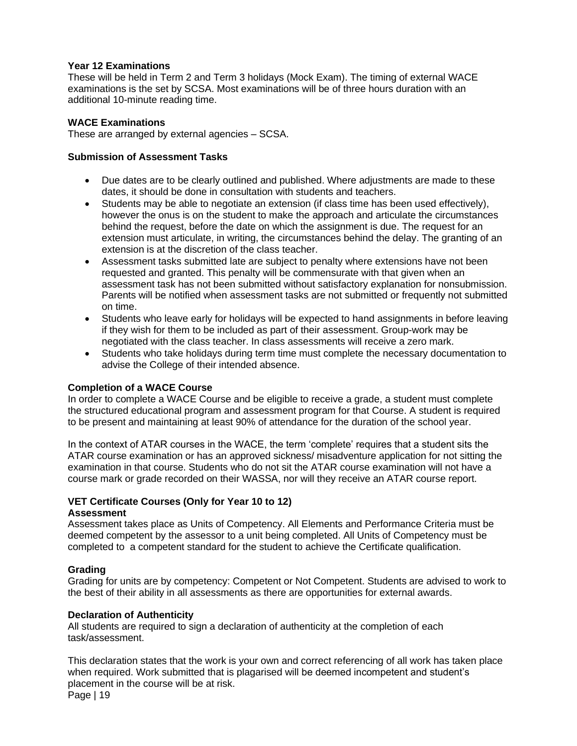**Year 12 Examinations**

These will be held in Term 2 and Term 3 holidays (Mock Exam). The timing of external WACE examinations is the set by SCSA. Most examinations will be of three hours duration with an additional 10-minute reading time.

**WACE Examinations**

These are arranged by external agencies – SCSA.

**Submission of Assessment Tasks**

- Due dates are to be clearly outlined and published. Where adjustments are made to these dates, it should be done in consultation with students and teachers.
- Students may be able to negotiate an extension (if class time has been used effectively), however the onus is on the student to make the approach and articulate the circumstances behind the request, before the date on which the assignment is due. The request for an extension must articulate, in writing, the circumstances behind the delay. The granting of an extension is at the discretion of the class teacher.
- Assessment tasks submitted late are subject to penalty where extensions have not been requested and granted. This penalty will be commensurate with that given when an assessment task has not been submitted without satisfactory explanation for nonsubmission. Parents will be notified when assessment tasks are not submitted or frequently not submitted on time.
- Students who leave early for holidays will be expected to hand assignments in before leaving if they wish for them to be included as part of their assessment. Group-work may be negotiated with the class teacher. In class assessments will receive a zero mark.
- Students who take holidays during term time must complete the necessary documentation to advise the College of their intended absence.

**Completion of a WACE Course**

In order to complete a WACE Course and be eligible to receive a grade, a student must complete the structured educational program and assessment program for that Course. A student is required to be present and maintaining at least 90% of attendance for the duration of the school year.

In the context of ATAR courses in the WACE, the term 'complete' requires that a student sits the ATAR course examination or has an approved sickness/ misadventure application for not sitting the examination in that course. Students who do not sit the ATAR course examination will not have a course mark or grade recorded on their WASSA, nor will they receive an ATAR course report.

**VET Certificate Courses (Only for Year 10 to 12)**

**Assessment**

Assessment takes place as Units of Competency. All Elements and Performance Criteria must be deemed competent by the assessor to a unit being completed. All Units of Competency must be completed to a competent standard for the student to achieve the Certificate qualification.

**Grading**

Grading for units are by competency: Competent or Not Competent. Students are advised to work to the best of their ability in all assessments as there are opportunities for external awards.

**Declaration of Authenticity**

All students are required to sign a declaration of authenticity at the completion of each task/assessment.

This declaration states that the work is your own and correct referencing of all work has taken place when required. Work submitted that is plagarised will be deemed incompetent and student's placement in the course will be at risk.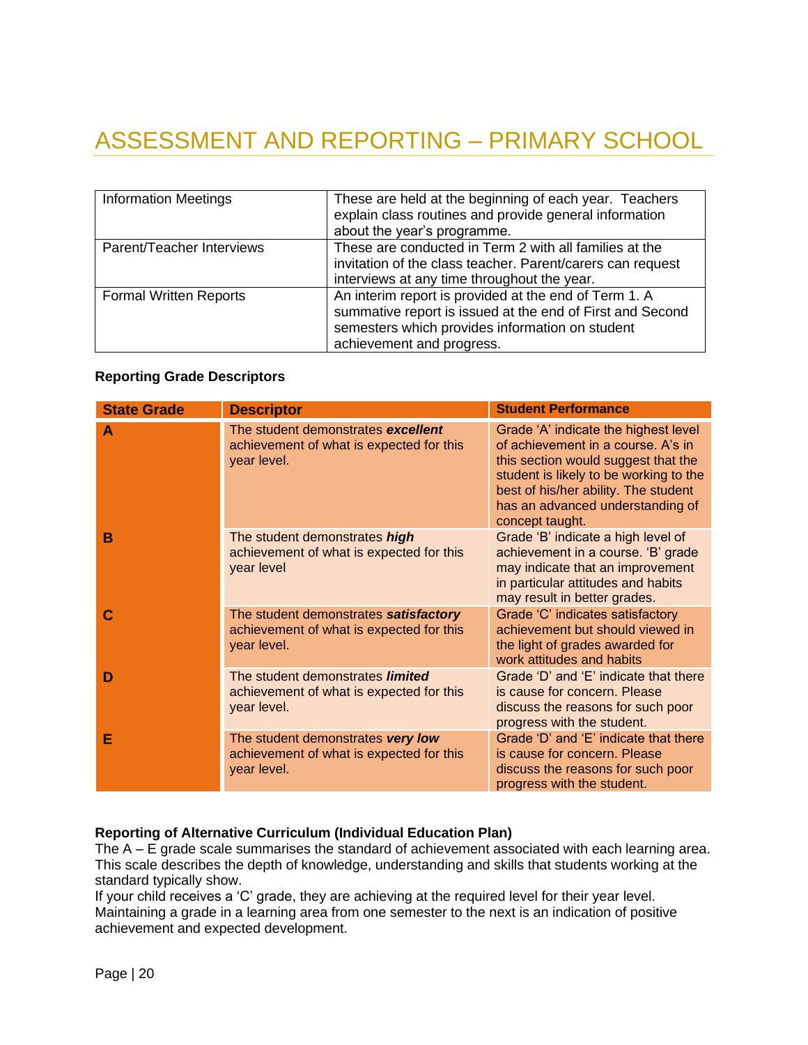# ASSESSMENT AND REPORTING – PRIMARY SCHOOL

| | |
|---|---|
| Information Meetings | These are held at the beginning of each year. Teachers explain class routines and provide general information about the year's programme. |
| Parent/Teacher Interviews | These are conducted in Term 2 with all families at the invitation of the class teacher. Parent/carers can request interviews at any time throughout the year. |
| Formal Written Reports | An interim report is provided at the end of Term 1. A summative report is issued at the end of First and Second semesters which provides information on student achievement and progress. |

**Reporting Grade Descriptors**

| State Grade | Descriptor | Student Performance |
|---|---|---|
| **A** | The student demonstrates ***excellent*** achievement of what is expected for this year level. | Grade 'A' indicate the highest level of achievement in a course. A's in this section would suggest that the student is likely to be working to the best of his/her ability. The student has an advanced understanding of concept taught. |
| **B** | The student demonstrates ***high*** achievement of what is expected for this year level | Grade 'B' indicate a high level of achievement in a course. 'B' grade may indicate that an improvement in particular attitudes and habits may result in better grades. |
| **C** | The student demonstrates ***satisfactory*** achievement of what is expected for this year level. | Grade 'C' indicates satisfactory achievement but should viewed in the light of grades awarded for work attitudes and habits |
| **D** | The student demonstrates ***limited*** achievement of what is expected for this year level. | Grade 'D' and 'E' indicate that there is cause for concern. Please discuss the reasons for such poor progress with the student. |
| **E** | The student demonstrates ***very low*** achievement of what is expected for this year level. | Grade 'D' and 'E' indicate that there is cause for concern. Please discuss the reasons for such poor progress with the student. |

**Reporting of Alternative Curriculum (Individual Education Plan)**

The A – E grade scale summarises the standard of achievement associated with each learning area. This scale describes the depth of knowledge, understanding and skills that students working at the standard typically show.

If your child receives a 'C' grade, they are achieving at the required level for their year level. Maintaining a grade in a learning area from one semester to the next is an indication of positive achievement and expected development.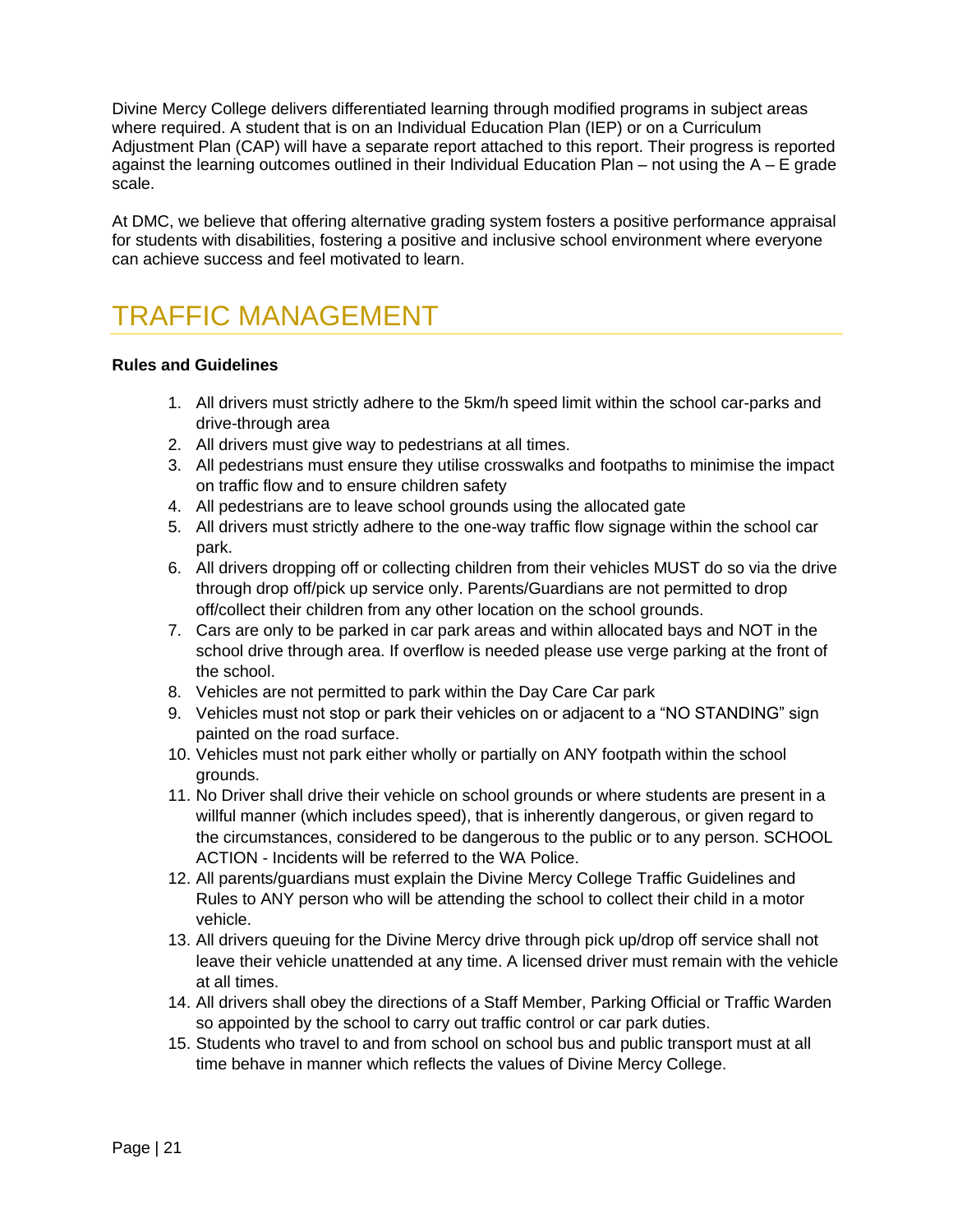Divine Mercy College delivers differentiated learning through modified programs in subject areas where required. A student that is on an Individual Education Plan (IEP) or on a Curriculum Adjustment Plan (CAP) will have a separate report attached to this report. Their progress is reported against the learning outcomes outlined in their Individual Education Plan – not using the A – E grade scale.

At DMC, we believe that offering alternative grading system fosters a positive performance appraisal for students with disabilities, fostering a positive and inclusive school environment where everyone can achieve success and feel motivated to learn.

# TRAFFIC MANAGEMENT

**Rules and Guidelines**

1. All drivers must strictly adhere to the 5km/h speed limit within the school car-parks and drive-through area
2. All drivers must give way to pedestrians at all times.
3. All pedestrians must ensure they utilise crosswalks and footpaths to minimise the impact on traffic flow and to ensure children safety
4. All pedestrians are to leave school grounds using the allocated gate
5. All drivers must strictly adhere to the one-way traffic flow signage within the school car park.
6. All drivers dropping off or collecting children from their vehicles MUST do so via the drive through drop off/pick up service only. Parents/Guardians are not permitted to drop off/collect their children from any other location on the school grounds.
7. Cars are only to be parked in car park areas and within allocated bays and NOT in the school drive through area. If overflow is needed please use verge parking at the front of the school.
8. Vehicles are not permitted to park within the Day Care Car park
9. Vehicles must not stop or park their vehicles on or adjacent to a "NO STANDING" sign painted on the road surface.
10. Vehicles must not park either wholly or partially on ANY footpath within the school grounds.
11. No Driver shall drive their vehicle on school grounds or where students are present in a willful manner (which includes speed), that is inherently dangerous, or given regard to the circumstances, considered to be dangerous to the public or to any person. SCHOOL ACTION - Incidents will be referred to the WA Police.
12. All parents/guardians must explain the Divine Mercy College Traffic Guidelines and Rules to ANY person who will be attending the school to collect their child in a motor vehicle.
13. All drivers queuing for the Divine Mercy drive through pick up/drop off service shall not leave their vehicle unattended at any time. A licensed driver must remain with the vehicle at all times.
14. All drivers shall obey the directions of a Staff Member, Parking Official or Traffic Warden so appointed by the school to carry out traffic control or car park duties.
15. Students who travel to and from school on school bus and public transport must at all time behave in manner which reflects the values of Divine Mercy College.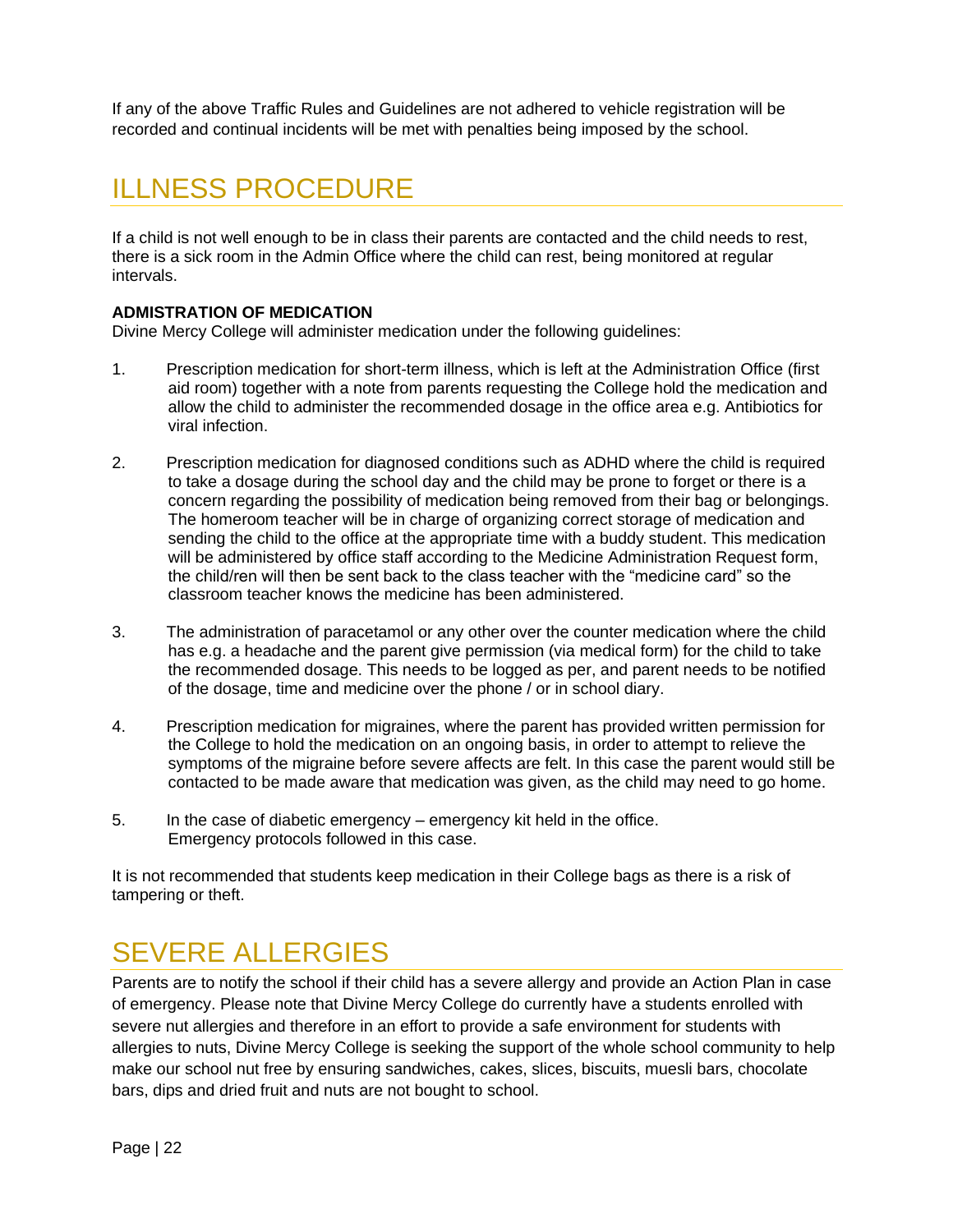If any of the above Traffic Rules and Guidelines are not adhered to vehicle registration will be recorded and continual incidents will be met with penalties being imposed by the school.

# ILLNESS PROCEDURE

If a child is not well enough to be in class their parents are contacted and the child needs to rest, there is a sick room in the Admin Office where the child can rest, being monitored at regular intervals.

**ADMISTRATION OF MEDICATION**
Divine Mercy College will administer medication under the following guidelines:

1. Prescription medication for short-term illness, which is left at the Administration Office (first aid room) together with a note from parents requesting the College hold the medication and allow the child to administer the recommended dosage in the office area e.g. Antibiotics for viral infection.

2. Prescription medication for diagnosed conditions such as ADHD where the child is required to take a dosage during the school day and the child may be prone to forget or there is a concern regarding the possibility of medication being removed from their bag or belongings. The homeroom teacher will be in charge of organizing correct storage of medication and sending the child to the office at the appropriate time with a buddy student. This medication will be administered by office staff according to the Medicine Administration Request form, the child/ren will then be sent back to the class teacher with the "medicine card" so the classroom teacher knows the medicine has been administered.

3. The administration of paracetamol or any other over the counter medication where the child has e.g. a headache and the parent give permission (via medical form) for the child to take the recommended dosage. This needs to be logged as per, and parent needs to be notified of the dosage, time and medicine over the phone / or in school diary.

4. Prescription medication for migraines, where the parent has provided written permission for the College to hold the medication on an ongoing basis, in order to attempt to relieve the symptoms of the migraine before severe affects are felt. In this case the parent would still be contacted to be made aware that medication was given, as the child may need to go home.

5. In the case of diabetic emergency – emergency kit held in the office. Emergency protocols followed in this case.

It is not recommended that students keep medication in their College bags as there is a risk of tampering or theft.

# SEVERE ALLERGIES

Parents are to notify the school if their child has a severe allergy and provide an Action Plan in case of emergency. Please note that Divine Mercy College do currently have a students enrolled with severe nut allergies and therefore in an effort to provide a safe environment for students with allergies to nuts, Divine Mercy College is seeking the support of the whole school community to help make our school nut free by ensuring sandwiches, cakes, slices, biscuits, muesli bars, chocolate bars, dips and dried fruit and nuts are not bought to school.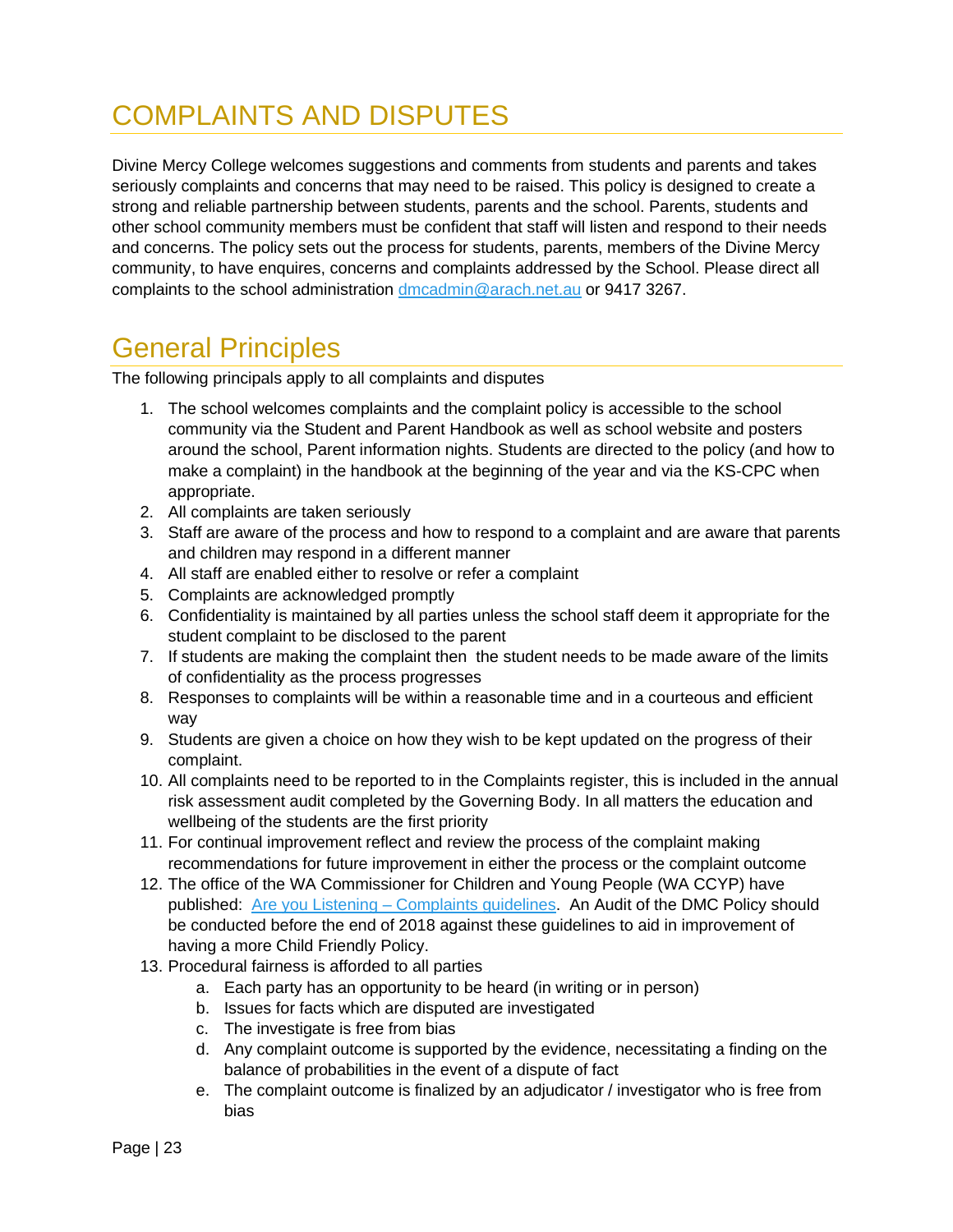# COMPLAINTS AND DISPUTES

Divine Mercy College welcomes suggestions and comments from students and parents and takes seriously complaints and concerns that may need to be raised. This policy is designed to create a strong and reliable partnership between students, parents and the school. Parents, students and other school community members must be confident that staff will listen and respond to their needs and concerns. The policy sets out the process for students, parents, members of the Divine Mercy community, to have enquires, concerns and complaints addressed by the School. Please direct all complaints to the school administration [dmcadmin@arach.net.au](mailto:dmcadmin@arach.net.au) or 9417 3267.

## General Principles

The following principals apply to all complaints and disputes

1. The school welcomes complaints and the complaint policy is accessible to the school community via the Student and Parent Handbook as well as school website and posters around the school, Parent information nights. Students are directed to the policy (and how to make a complaint) in the handbook at the beginning of the year and via the KS-CPC when appropriate.
2. All complaints are taken seriously
3. Staff are aware of the process and how to respond to a complaint and are aware that parents and children may respond in a different manner
4. All staff are enabled either to resolve or refer a complaint
5. Complaints are acknowledged promptly
6. Confidentiality is maintained by all parties unless the school staff deem it appropriate for the student complaint to be disclosed to the parent
7. If students are making the complaint then  the student needs to be made aware of the limits of confidentiality as the process progresses
8. Responses to complaints will be within a reasonable time and in a courteous and efficient way
9. Students are given a choice on how they wish to be kept updated on the progress of their complaint.
10. All complaints need to be reported to in the Complaints register, this is included in the annual risk assessment audit completed by the Governing Body. In all matters the education and wellbeing of the students are the first priority
11. For continual improvement reflect and review the process of the complaint making recommendations for future improvement in either the process or the complaint outcome
12. The office of the WA Commissioner for Children and Young People (WA CCYP) have published: Are you Listening – Complaints guidelines. An Audit of the DMC Policy should be conducted before the end of 2018 against these guidelines to aid in improvement of having a more Child Friendly Policy.
13. Procedural fairness is afforded to all parties
    a. Each party has an opportunity to be heard (in writing or in person)
    b. Issues for facts which are disputed are investigated
    c. The investigate is free from bias
    d. Any complaint outcome is supported by the evidence, necessitating a finding on the balance of probabilities in the event of a dispute of fact
    e. The complaint outcome is finalized by an adjudicator / investigator who is free from bias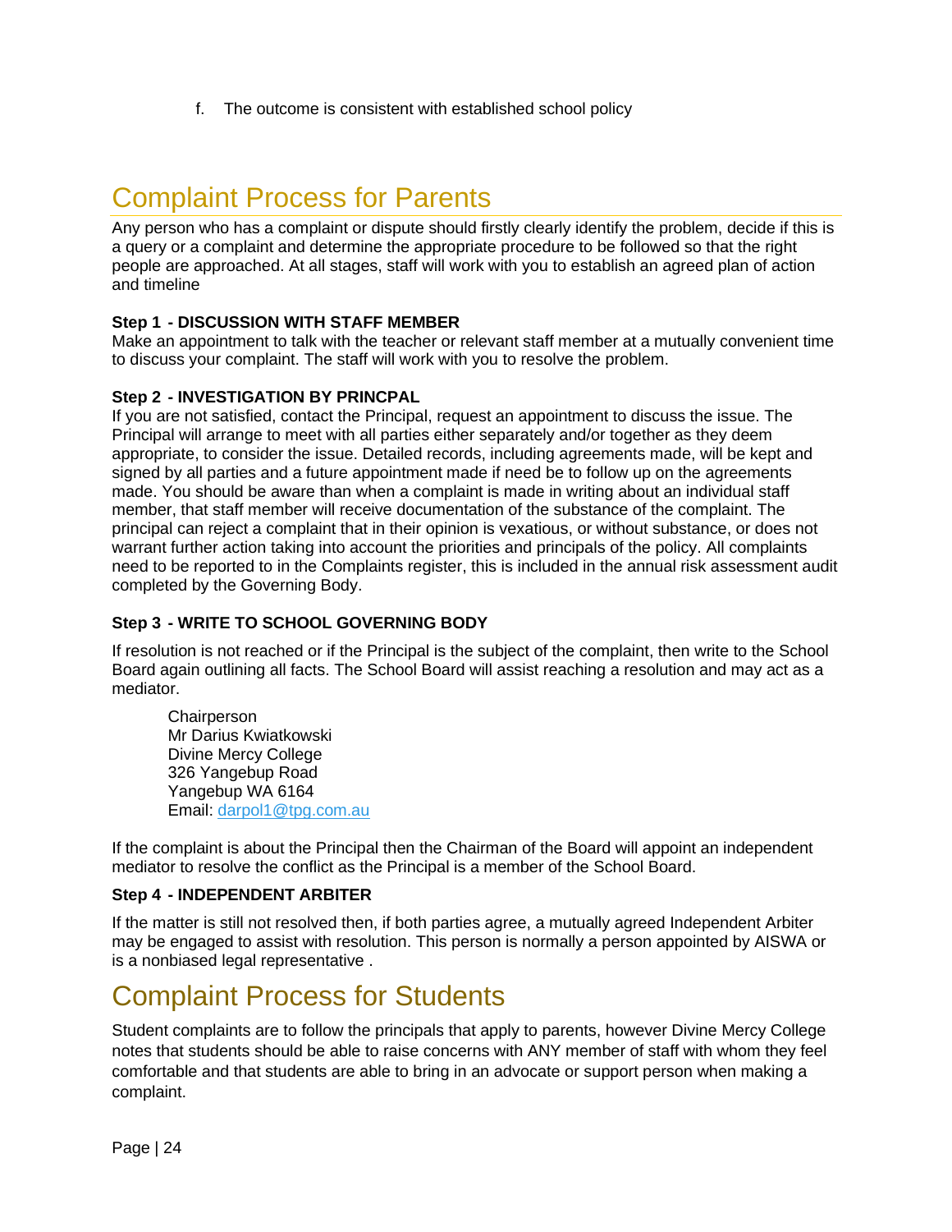f. The outcome is consistent with established school policy

## Complaint Process for Parents

Any person who has a complaint or dispute should firstly clearly identify the problem, decide if this is a query or a complaint and determine the appropriate procedure to be followed so that the right people are approached. At all stages, staff will work with you to establish an agreed plan of action and timeline

**Step 1 - DISCUSSION WITH STAFF MEMBER**

Make an appointment to talk with the teacher or relevant staff member at a mutually convenient time to discuss your complaint. The staff will work with you to resolve the problem.

**Step 2 - INVESTIGATION BY PRINCPAL**

If you are not satisfied, contact the Principal, request an appointment to discuss the issue. The Principal will arrange to meet with all parties either separately and/or together as they deem appropriate, to consider the issue. Detailed records, including agreements made, will be kept and signed by all parties and a future appointment made if need be to follow up on the agreements made. You should be aware than when a complaint is made in writing about an individual staff member, that staff member will receive documentation of the substance of the complaint. The principal can reject a complaint that in their opinion is vexatious, or without substance, or does not warrant further action taking into account the priorities and principals of the policy. All complaints need to be reported to in the Complaints register, this is included in the annual risk assessment audit completed by the Governing Body.

**Step 3 - WRITE TO SCHOOL GOVERNING BODY**

If resolution is not reached or if the Principal is the subject of the complaint, then write to the School Board again outlining all facts. The School Board will assist reaching a resolution and may act as a mediator.

Chairperson
Mr Darius Kwiatkowski
Divine Mercy College
326 Yangebup Road
Yangebup WA 6164
Email: darpol1@tpg.com.au

If the complaint is about the Principal then the Chairman of the Board will appoint an independent mediator to resolve the conflict as the Principal is a member of the School Board.

**Step 4 - INDEPENDENT ARBITER**

If the matter is still not resolved then, if both parties agree, a mutually agreed Independent Arbiter may be engaged to assist with resolution. This person is normally a person appointed by AISWA or is a nonbiased legal representative .

## Complaint Process for Students

Student complaints are to follow the principals that apply to parents, however Divine Mercy College notes that students should be able to raise concerns with ANY member of staff with whom they feel comfortable and that students are able to bring in an advocate or support person when making a complaint.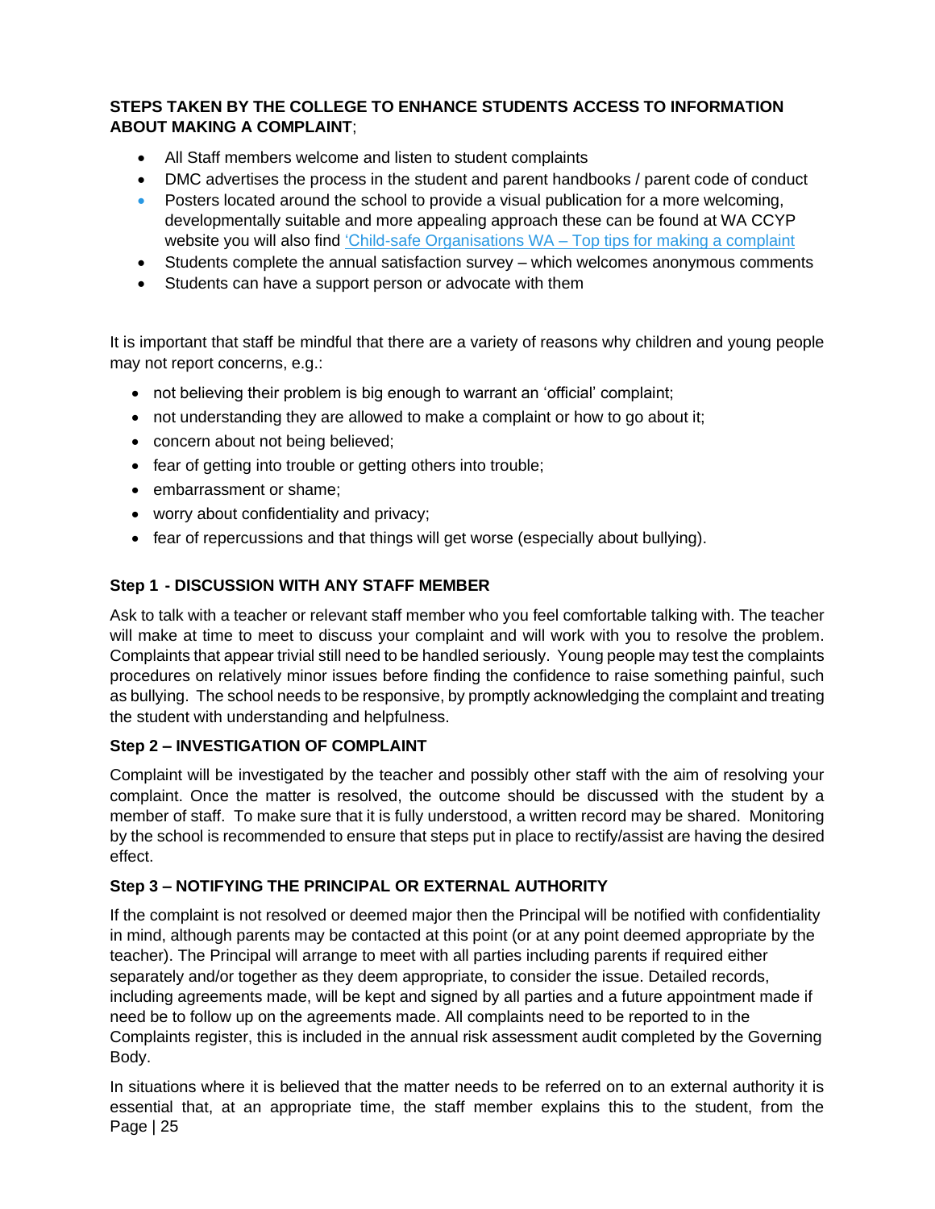**STEPS TAKEN BY THE COLLEGE TO ENHANCE STUDENTS ACCESS TO INFORMATION ABOUT MAKING A COMPLAINT**;

- All Staff members welcome and listen to student complaints
- DMC advertises the process in the student and parent handbooks / parent code of conduct
- Posters located around the school to provide a visual publication for a more welcoming, developmentally suitable and more appealing approach these can be found at WA CCYP website you will also find 'Child-safe Organisations WA – Top tips for making a complaint
- Students complete the annual satisfaction survey – which welcomes anonymous comments
- Students can have a support person or advocate with them

It is important that staff be mindful that there are a variety of reasons why children and young people may not report concerns, e.g.:

- not believing their problem is big enough to warrant an 'official' complaint;
- not understanding they are allowed to make a complaint or how to go about it;
- concern about not being believed;
- fear of getting into trouble or getting others into trouble;
- embarrassment or shame;
- worry about confidentiality and privacy;
- fear of repercussions and that things will get worse (especially about bullying).

**Step 1 - DISCUSSION WITH ANY STAFF MEMBER**

Ask to talk with a teacher or relevant staff member who you feel comfortable talking with. The teacher will make at time to meet to discuss your complaint and will work with you to resolve the problem. Complaints that appear trivial still need to be handled seriously. Young people may test the complaints procedures on relatively minor issues before finding the confidence to raise something painful, such as bullying. The school needs to be responsive, by promptly acknowledging the complaint and treating the student with understanding and helpfulness.

**Step 2 – INVESTIGATION OF COMPLAINT**

Complaint will be investigated by the teacher and possibly other staff with the aim of resolving your complaint. Once the matter is resolved, the outcome should be discussed with the student by a member of staff. To make sure that it is fully understood, a written record may be shared. Monitoring by the school is recommended to ensure that steps put in place to rectify/assist are having the desired effect.

**Step 3 – NOTIFYING THE PRINCIPAL OR EXTERNAL AUTHORITY**

If the complaint is not resolved or deemed major then the Principal will be notified with confidentiality in mind, although parents may be contacted at this point (or at any point deemed appropriate by the teacher). The Principal will arrange to meet with all parties including parents if required either separately and/or together as they deem appropriate, to consider the issue. Detailed records, including agreements made, will be kept and signed by all parties and a future appointment made if need be to follow up on the agreements made. All complaints need to be reported to in the Complaints register, this is included in the annual risk assessment audit completed by the Governing Body.

In situations where it is believed that the matter needs to be referred on to an external authority it is essential that, at an appropriate time, the staff member explains this to the student, from the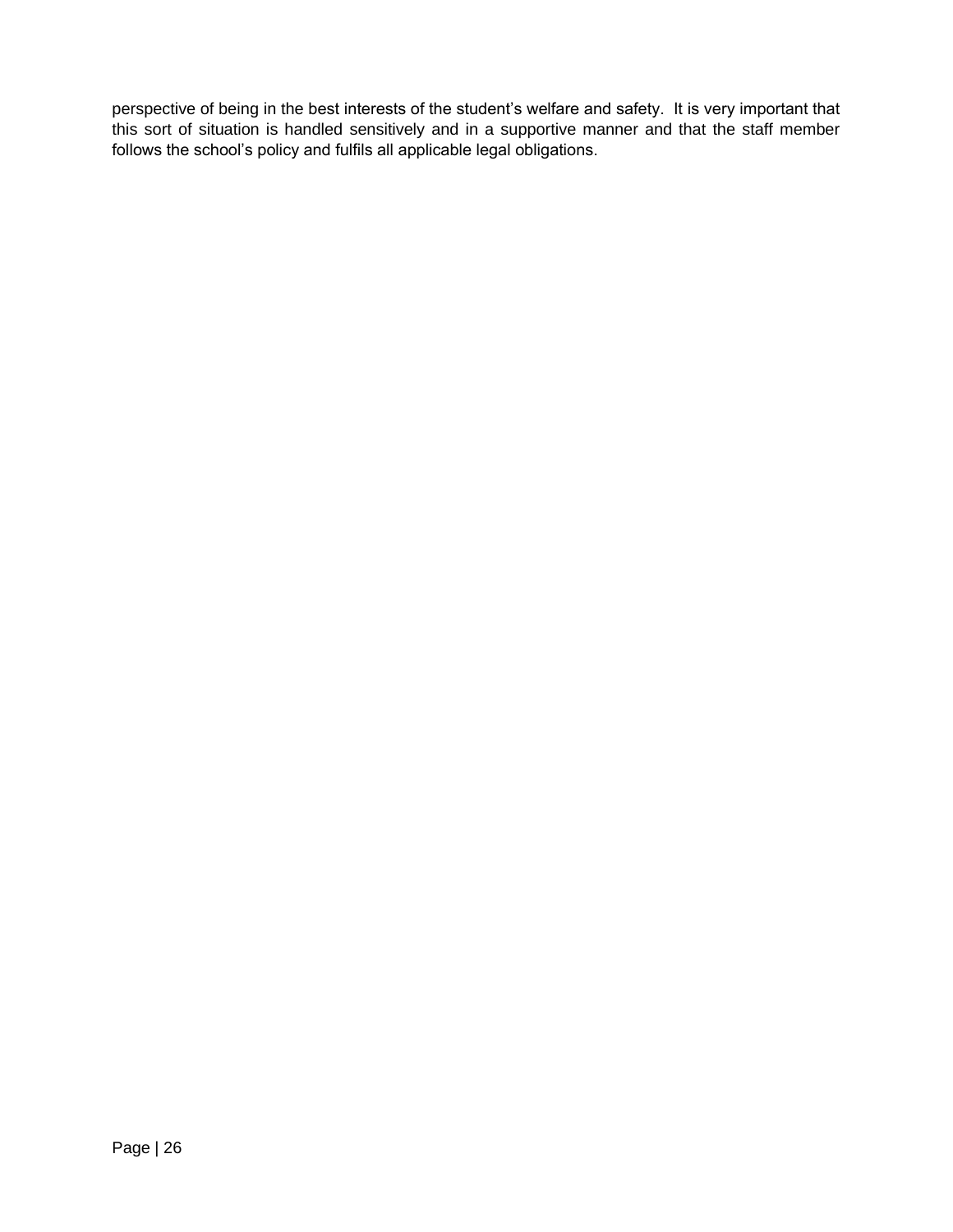perspective of being in the best interests of the student's welfare and safety. It is very important that this sort of situation is handled sensitively and in a supportive manner and that the staff member follows the school's policy and fulfils all applicable legal obligations.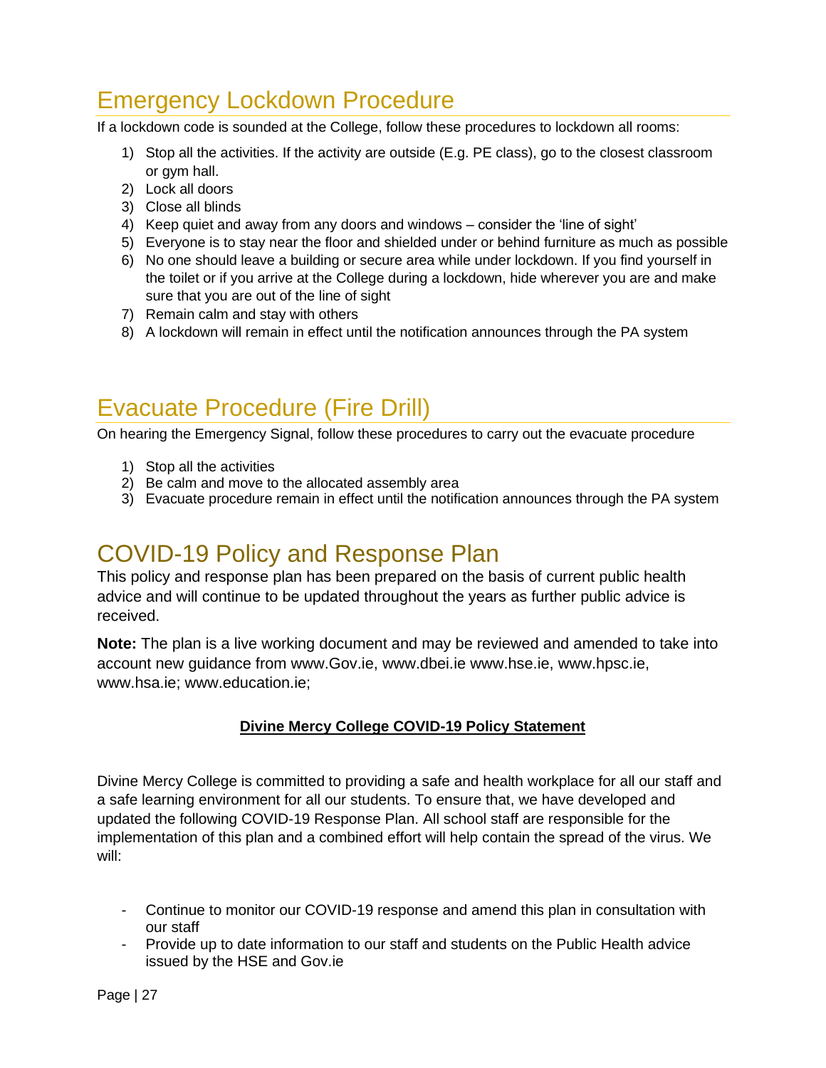# Emergency Lockdown Procedure

If a lockdown code is sounded at the College, follow these procedures to lockdown all rooms:

1) Stop all the activities. If the activity are outside (E.g. PE class), go to the closest classroom or gym hall.
2) Lock all doors
3) Close all blinds
4) Keep quiet and away from any doors and windows – consider the 'line of sight'
5) Everyone is to stay near the floor and shielded under or behind furniture as much as possible
6) No one should leave a building or secure area while under lockdown. If you find yourself in the toilet or if you arrive at the College during a lockdown, hide wherever you are and make sure that you are out of the line of sight
7) Remain calm and stay with others
8) A lockdown will remain in effect until the notification announces through the PA system

# Evacuate Procedure (Fire Drill)

On hearing the Emergency Signal, follow these procedures to carry out the evacuate procedure

1) Stop all the activities
2) Be calm and move to the allocated assembly area
3) Evacuate procedure remain in effect until the notification announces through the PA system

# COVID-19 Policy and Response Plan

This policy and response plan has been prepared on the basis of current public health advice and will continue to be updated throughout the years as further public advice is received.

**Note:** The plan is a live working document and may be reviewed and amended to take into account new guidance from www.Gov.ie, www.dbei.ie www.hse.ie, www.hpsc.ie, www.hsa.ie; www.education.ie;

**Divine Mercy College COVID-19 Policy Statement**

Divine Mercy College is committed to providing a safe and health workplace for all our staff and a safe learning environment for all our students. To ensure that, we have developed and updated the following COVID-19 Response Plan. All school staff are responsible for the implementation of this plan and a combined effort will help contain the spread of the virus. We will:

- Continue to monitor our COVID-19 response and amend this plan in consultation with our staff
- Provide up to date information to our staff and students on the Public Health advice issued by the HSE and Gov.ie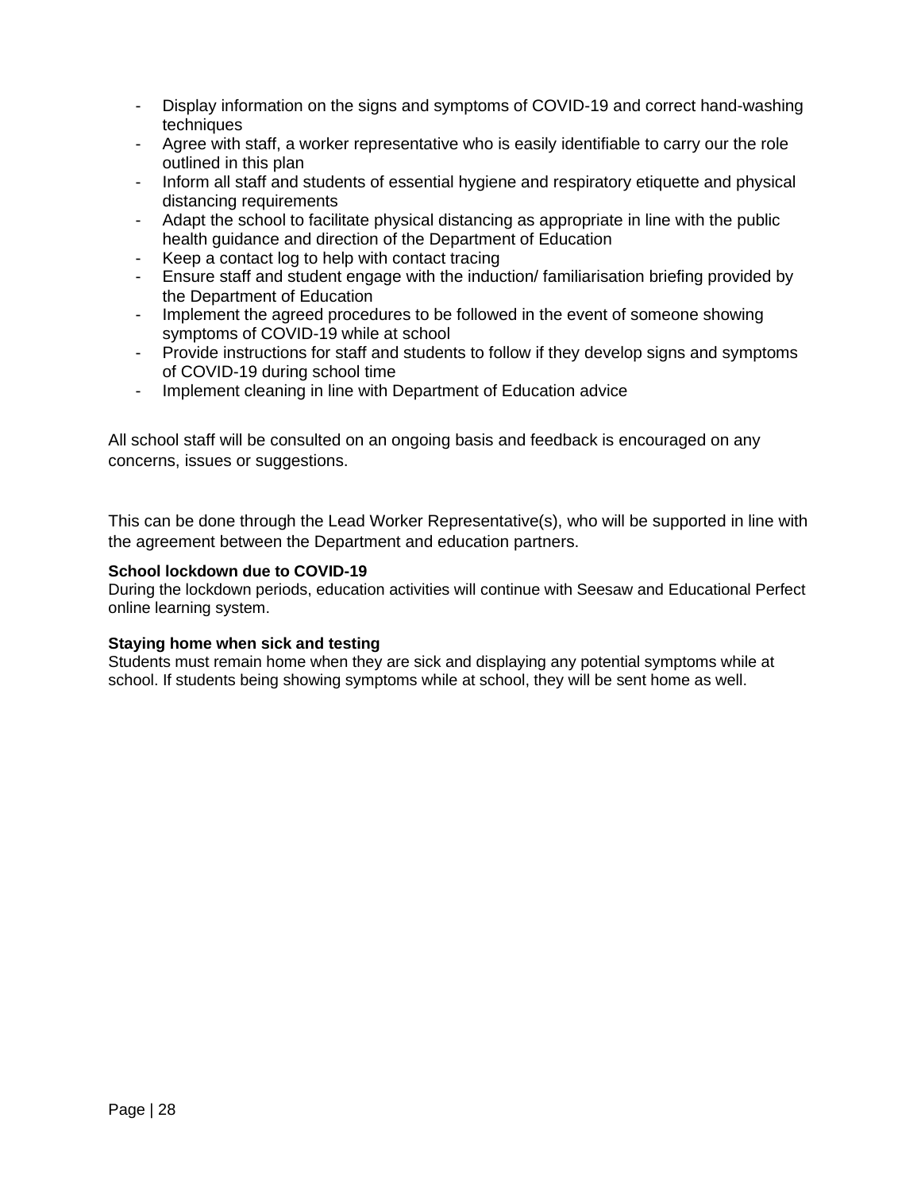- Display information on the signs and symptoms of COVID-19 and correct hand-washing techniques
- Agree with staff, a worker representative who is easily identifiable to carry our the role outlined in this plan
- Inform all staff and students of essential hygiene and respiratory etiquette and physical distancing requirements
- Adapt the school to facilitate physical distancing as appropriate in line with the public health guidance and direction of the Department of Education
- Keep a contact log to help with contact tracing
- Ensure staff and student engage with the induction/ familiarisation briefing provided by the Department of Education
- Implement the agreed procedures to be followed in the event of someone showing symptoms of COVID-19 while at school
- Provide instructions for staff and students to follow if they develop signs and symptoms of COVID-19 during school time
- Implement cleaning in line with Department of Education advice

All school staff will be consulted on an ongoing basis and feedback is encouraged on any concerns, issues or suggestions.

This can be done through the Lead Worker Representative(s), who will be supported in line with the agreement between the Department and education partners.

**School lockdown due to COVID-19**

During the lockdown periods, education activities will continue with Seesaw and Educational Perfect online learning system.

**Staying home when sick and testing**

Students must remain home when they are sick and displaying any potential symptoms while at school. If students being showing symptoms while at school, they will be sent home as well.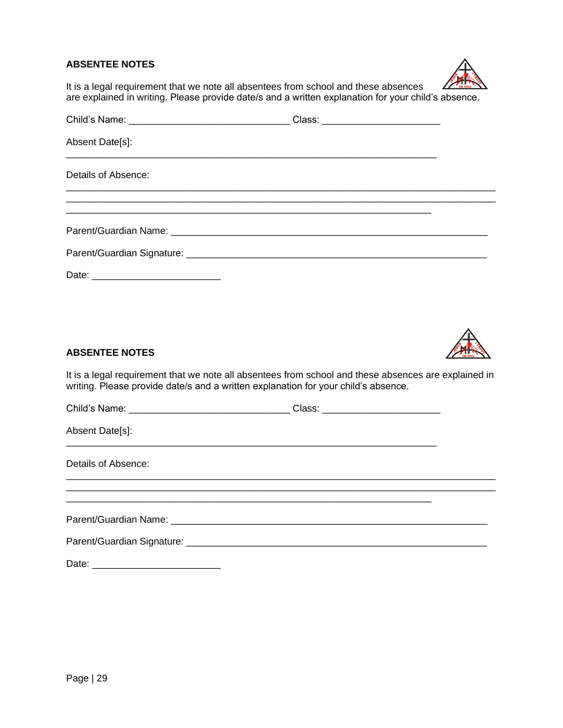## ABSENTEE NOTES

It is a legal requirement that we note all absentees from school and these absences are explained in writing. Please provide date/s and a written explanation for your child's absence.

Child's Name: ______________________________ Class: ______________________

Absent Date[s]:

________________________________________________________________________

Details of Absence:

__________________________________________________________________________________
__________________________________________________________________________________
________________________________________________________________________

Parent/Guardian Name: ____________________________________________________________

Parent/Guardian Signature: _________________________________________________________

Date: ________________________

## ABSENTEE NOTES

It is a legal requirement that we note all absentees from school and these absences are explained in writing. Please provide date/s and a written explanation for your child's absence.

Child's Name: ______________________________ Class: ______________________

Absent Date[s]:

________________________________________________________________________

Details of Absence:

__________________________________________________________________________________
__________________________________________________________________________________
________________________________________________________________________

Parent/Guardian Name: ____________________________________________________________

Parent/Guardian Signature: _________________________________________________________

Date: ________________________